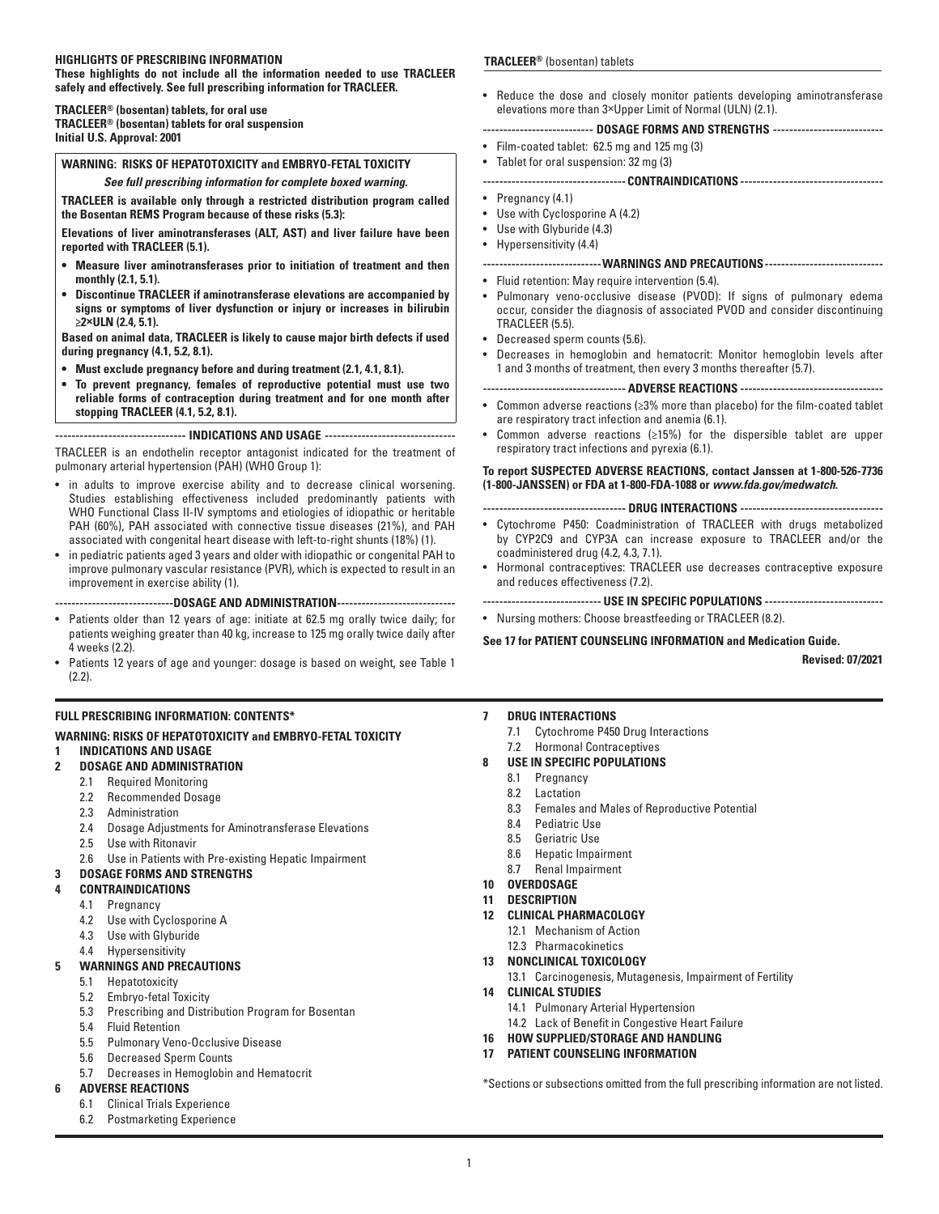**HIGHLIGHTS OF PRESCRIBING INFORMATION**
**These highlights do not include all the information needed to use TRACLEER safely and effectively. See full prescribing information for TRACLEER.**

**TRACLEER® (bosentan) tablets, for oral use**
**TRACLEER® (bosentan) tablets for oral suspension**
**Initial U.S. Approval: 2001**

**WARNING: RISKS OF HEPATOTOXICITY and EMBRYO-FETAL TOXICITY**

***See full prescribing information for complete boxed warning.***

**TRACLEER is available only through a restricted distribution program called the Bosentan REMS Program because of these risks (5.3):**

**Elevations of liver aminotransferases (ALT, AST) and liver failure have been reported with TRACLEER (5.1).**

- **Measure liver aminotransferases prior to initiation of treatment and then monthly (2.1, 5.1).**
- **Discontinue TRACLEER if aminotransferase elevations are accompanied by signs or symptoms of liver dysfunction or injury or increases in bilirubin ≥2×ULN (2.4, 5.1).**

**Based on animal data, TRACLEER is likely to cause major birth defects if used during pregnancy (4.1, 5.2, 8.1).**

- **Must exclude pregnancy before and during treatment (2.1, 4.1, 8.1).**
- **To prevent pregnancy, females of reproductive potential must use two reliable forms of contraception during treatment and for one month after stopping TRACLEER (4.1, 5.2, 8.1).**

**INDICATIONS AND USAGE**

TRACLEER is an endothelin receptor antagonist indicated for the treatment of pulmonary arterial hypertension (PAH) (WHO Group 1):

- in adults to improve exercise ability and to decrease clinical worsening. Studies establishing effectiveness included predominantly patients with WHO Functional Class II-IV symptoms and etiologies of idiopathic or heritable PAH (60%), PAH associated with connective tissue diseases (21%), and PAH associated with congenital heart disease with left-to-right shunts (18%) (1).
- in pediatric patients aged 3 years and older with idiopathic or congenital PAH to improve pulmonary vascular resistance (PVR), which is expected to result in an improvement in exercise ability (1).

**DOSAGE AND ADMINISTRATION**

- Patients older than 12 years of age: initiate at 62.5 mg orally twice daily; for patients weighing greater than 40 kg, increase to 125 mg orally twice daily after 4 weeks (2.2).
- Patients 12 years of age and younger: dosage is based on weight, see Table 1 (2.2).
- Reduce the dose and closely monitor patients developing aminotransferase elevations more than 3×Upper Limit of Normal (ULN) (2.1).

**DOSAGE FORMS AND STRENGTHS**

- Film-coated tablet: 62.5 mg and 125 mg (3)
- Tablet for oral suspension: 32 mg (3)

**CONTRAINDICATIONS**

- Pregnancy (4.1)
- Use with Cyclosporine A (4.2)
- Use with Glyburide (4.3)
- Hypersensitivity (4.4)

**WARNINGS AND PRECAUTIONS**

- Fluid retention: May require intervention (5.4).
- Pulmonary veno-occlusive disease (PVOD): If signs of pulmonary edema occur, consider the diagnosis of associated PVOD and consider discontinuing TRACLEER (5.5).
- Decreased sperm counts (5.6).
- Decreases in hemoglobin and hematocrit: Monitor hemoglobin levels after 1 and 3 months of treatment, then every 3 months thereafter (5.7).

**ADVERSE REACTIONS**

- Common adverse reactions (≥3% more than placebo) for the film-coated tablet are respiratory tract infection and anemia (6.1).
- Common adverse reactions (≥15%) for the dispersible tablet are upper respiratory tract infections and pyrexia (6.1).

**To report SUSPECTED ADVERSE REACTIONS, contact Janssen at 1-800-526-7736 (1-800-JANSSEN) or FDA at 1-800-FDA-1088 or *www.fda.gov/medwatch*.**

**DRUG INTERACTIONS**

- Cytochrome P450: Coadministration of TRACLEER with drugs metabolized by CYP2C9 and CYP3A can increase exposure to TRACLEER and/or the coadministered drug (4.2, 4.3, 7.1).
- Hormonal contraceptives: TRACLEER use decreases contraceptive exposure and reduces effectiveness (7.2).

**USE IN SPECIFIC POPULATIONS**

- Nursing mothers: Choose breastfeeding or TRACLEER (8.2).

**See 17 for PATIENT COUNSELING INFORMATION and Medication Guide.**

**Revised: 07/2021**

**FULL PRESCRIBING INFORMATION: CONTENTS\***

**WARNING: RISKS OF HEPATOTOXICITY and EMBRYO-FETAL TOXICITY**

**1 INDICATIONS AND USAGE**

**2 DOSAGE AND ADMINISTRATION**
- 2.1 Required Monitoring
- 2.2 Recommended Dosage
- 2.3 Administration
- 2.4 Dosage Adjustments for Aminotransferase Elevations
- 2.5 Use with Ritonavir
- 2.6 Use in Patients with Pre-existing Hepatic Impairment

**3 DOSAGE FORMS AND STRENGTHS**

**4 CONTRAINDICATIONS**
- 4.1 Pregnancy
- 4.2 Use with Cyclosporine A
- 4.3 Use with Glyburide
- 4.4 Hypersensitivity

**5 WARNINGS AND PRECAUTIONS**
- 5.1 Hepatotoxicity
- 5.2 Embryo-fetal Toxicity
- 5.3 Prescribing and Distribution Program for Bosentan
- 5.4 Fluid Retention
- 5.5 Pulmonary Veno-Occlusive Disease
- 5.6 Decreased Sperm Counts
- 5.7 Decreases in Hemoglobin and Hematocrit

**6 ADVERSE REACTIONS**
- 6.1 Clinical Trials Experience
- 6.2 Postmarketing Experience

**7 DRUG INTERACTIONS**
- 7.1 Cytochrome P450 Drug Interactions
- 7.2 Hormonal Contraceptives

**8 USE IN SPECIFIC POPULATIONS**
- 8.1 Pregnancy
- 8.2 Lactation
- 8.3 Females and Males of Reproductive Potential
- 8.4 Pediatric Use
- 8.5 Geriatric Use
- 8.6 Hepatic Impairment
- 8.7 Renal Impairment

**10 OVERDOSAGE**

**11 DESCRIPTION**

**12 CLINICAL PHARMACOLOGY**
- 12.1 Mechanism of Action
- 12.3 Pharmacokinetics

**13 NONCLINICAL TOXICOLOGY**
- 13.1 Carcinogenesis, Mutagenesis, Impairment of Fertility

**14 CLINICAL STUDIES**
- 14.1 Pulmonary Arterial Hypertension
- 14.2 Lack of Benefit in Congestive Heart Failure

**16 HOW SUPPLIED/STORAGE AND HANDLING**

**17 PATIENT COUNSELING INFORMATION**

\*Sections or subsections omitted from the full prescribing information are not listed.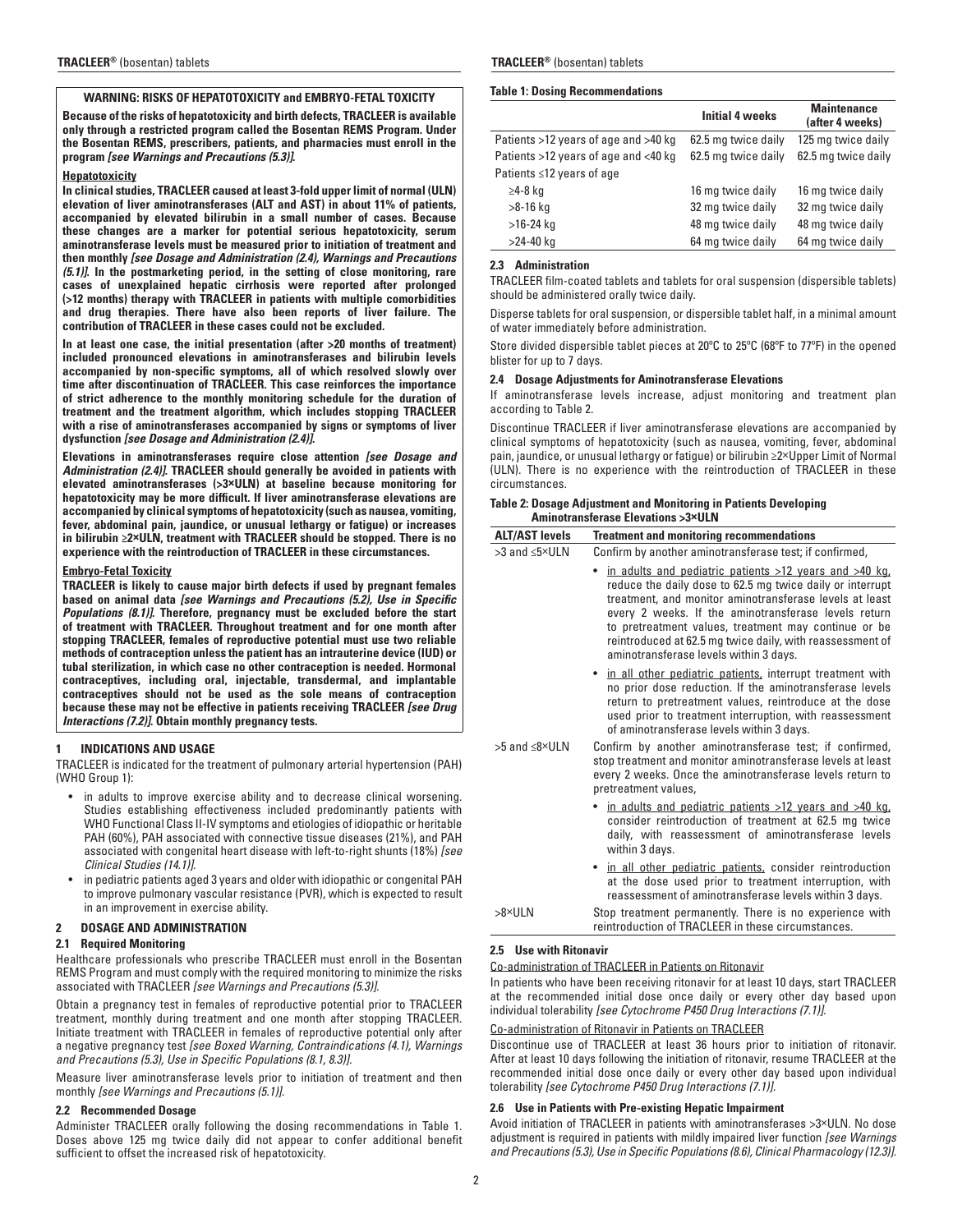**WARNING: RISKS OF HEPATOTOXICITY and EMBRYO-FETAL TOXICITY**

**Because of the risks of hepatotoxicity and birth defects, TRACLEER is available only through a restricted program called the Bosentan REMS Program. Under the Bosentan REMS, prescribers, patients, and pharmacies must enroll in the program *[see Warnings and Precautions (5.3)]*.**

**Hepatotoxicity**

**In clinical studies, TRACLEER caused at least 3-fold upper limit of normal (ULN) elevation of liver aminotransferases (ALT and AST) in about 11% of patients, accompanied by elevated bilirubin in a small number of cases. Because these changes are a marker for potential serious hepatotoxicity, serum aminotransferase levels must be measured prior to initiation of treatment and then monthly *[see Dosage and Administration (2.4), Warnings and Precautions (5.1)]*. In the postmarketing period, in the setting of close monitoring, rare cases of unexplained hepatic cirrhosis were reported after prolonged (>12 months) therapy with TRACLEER in patients with multiple comorbidities and drug therapies. There have also been reports of liver failure. The contribution of TRACLEER in these cases could not be excluded.**

**In at least one case, the initial presentation (after >20 months of treatment) included pronounced elevations in aminotransferases and bilirubin levels accompanied by non-specific symptoms, all of which resolved slowly over time after discontinuation of TRACLEER. This case reinforces the importance of strict adherence to the monthly monitoring schedule for the duration of treatment and the treatment algorithm, which includes stopping TRACLEER with a rise of aminotransferases accompanied by signs or symptoms of liver dysfunction *[see Dosage and Administration (2.4)]*.**

**Elevations in aminotransferases require close attention *[see Dosage and Administration (2.4)]*. TRACLEER should generally be avoided in patients with elevated aminotransferases (>3×ULN) at baseline because monitoring for hepatotoxicity may be more difficult. If liver aminotransferase elevations are accompanied by clinical symptoms of hepatotoxicity (such as nausea, vomiting, fever, abdominal pain, jaundice, or unusual lethargy or fatigue) or increases in bilirubin ≥2×ULN, treatment with TRACLEER should be stopped. There is no experience with the reintroduction of TRACLEER in these circumstances.**

**Embryo-Fetal Toxicity**

**TRACLEER is likely to cause major birth defects if used by pregnant females based on animal data *[see Warnings and Precautions (5.2), Use in Specific Populations (8.1)]*. Therefore, pregnancy must be excluded before the start of treatment with TRACLEER. Throughout treatment and for one month after stopping TRACLEER, females of reproductive potential must use two reliable methods of contraception unless the patient has an intrauterine device (IUD) or tubal sterilization, in which case no other contraception is needed. Hormonal contraceptives, including oral, injectable, transdermal, and implantable contraceptives should not be used as the sole means of contraception because these may not be effective in patients receiving TRACLEER *[see Drug Interactions (7.2)]*. Obtain monthly pregnancy tests.**

## 1 INDICATIONS AND USAGE

TRACLEER is indicated for the treatment of pulmonary arterial hypertension (PAH) (WHO Group 1):

- in adults to improve exercise ability and to decrease clinical worsening. Studies establishing effectiveness included predominantly patients with WHO Functional Class II-IV symptoms and etiologies of idiopathic or heritable PAH (60%), PAH associated with connective tissue diseases (21%), and PAH associated with congenital heart disease with left-to-right shunts (18%) *[see Clinical Studies (14.1)]*.
- in pediatric patients aged 3 years and older with idiopathic or congenital PAH to improve pulmonary vascular resistance (PVR), which is expected to result in an improvement in exercise ability.

## 2 DOSAGE AND ADMINISTRATION

### 2.1 Required Monitoring

Healthcare professionals who prescribe TRACLEER must enroll in the Bosentan REMS Program and must comply with the required monitoring to minimize the risks associated with TRACLEER *[see Warnings and Precautions (5.3)]*.

Obtain a pregnancy test in females of reproductive potential prior to TRACLEER treatment, monthly during treatment and one month after stopping TRACLEER. Initiate treatment with TRACLEER in females of reproductive potential only after a negative pregnancy test *[see Boxed Warning, Contraindications (4.1), Warnings and Precautions (5.3), Use in Specific Populations (8.1, 8.3)]*.

Measure liver aminotransferase levels prior to initiation of treatment and then monthly *[see Warnings and Precautions (5.1)]*.

### 2.2 Recommended Dosage

Administer TRACLEER orally following the dosing recommendations in Table 1. Doses above 125 mg twice daily did not appear to confer additional benefit sufficient to offset the increased risk of hepatotoxicity.

**Table 1: Dosing Recommendations**

| | Initial 4 weeks | Maintenance (after 4 weeks) |
|---|---|---|
| Patients >12 years of age and >40 kg | 62.5 mg twice daily | 125 mg twice daily |
| Patients >12 years of age and <40 kg | 62.5 mg twice daily | 62.5 mg twice daily |
| Patients ≤12 years of age | | |
| ≥4-8 kg | 16 mg twice daily | 16 mg twice daily |
| >8-16 kg | 32 mg twice daily | 32 mg twice daily |
| >16-24 kg | 48 mg twice daily | 48 mg twice daily |
| >24-40 kg | 64 mg twice daily | 64 mg twice daily |

### 2.3 Administration

TRACLEER film-coated tablets and tablets for oral suspension (dispersible tablets) should be administered orally twice daily.

Disperse tablets for oral suspension, or dispersible tablet half, in a minimal amount of water immediately before administration.

Store divided dispersible tablet pieces at 20ºC to 25ºC (68ºF to 77ºF) in the opened blister for up to 7 days.

### 2.4 Dosage Adjustments for Aminotransferase Elevations

If aminotransferase levels increase, adjust monitoring and treatment plan according to Table 2.

Discontinue TRACLEER if liver aminotransferase elevations are accompanied by clinical symptoms of hepatotoxicity (such as nausea, vomiting, fever, abdominal pain, jaundice, or unusual lethargy or fatigue) or bilirubin ≥2×Upper Limit of Normal (ULN). There is no experience with the reintroduction of TRACLEER in these circumstances.

**Table 2: Dosage Adjustment and Monitoring in Patients Developing Aminotransferase Elevations >3×ULN**

| ALT/AST levels | Treatment and monitoring recommendations |
|---|---|
| >3 and ≤5×ULN | Confirm by another aminotransferase test; if confirmed,<br>• in adults and pediatric patients >12 years and >40 kg, reduce the daily dose to 62.5 mg twice daily or interrupt treatment, and monitor aminotransferase levels at least every 2 weeks. If the aminotransferase levels return to pretreatment values, treatment may continue or be reintroduced at 62.5 mg twice daily, with reassessment of aminotransferase levels within 3 days.<br>• in all other pediatric patients, interrupt treatment with no prior dose reduction. If the aminotransferase levels return to pretreatment values, reintroduce at the dose used prior to treatment interruption, with reassessment of aminotransferase levels within 3 days. |
| >5 and ≤8×ULN | Confirm by another aminotransferase test; if confirmed, stop treatment and monitor aminotransferase levels at least every 2 weeks. Once the aminotransferase levels return to pretreatment values,<br>• in adults and pediatric patients >12 years and >40 kg, consider reintroduction of treatment at 62.5 mg twice daily, with reassessment of aminotransferase levels within 3 days.<br>• in all other pediatric patients, consider reintroduction at the dose used prior to treatment interruption, with reassessment of aminotransferase levels within 3 days. |
| >8×ULN | Stop treatment permanently. There is no experience with reintroduction of TRACLEER in these circumstances. |

### 2.5 Use with Ritonavir

Co-administration of TRACLEER in Patients on Ritonavir

In patients who have been receiving ritonavir for at least 10 days, start TRACLEER at the recommended initial dose once daily or every other day based upon individual tolerability *[see Cytochrome P450 Drug Interactions (7.1)]*.

Co-administration of Ritonavir in Patients on TRACLEER

Discontinue use of TRACLEER at least 36 hours prior to initiation of ritonavir. After at least 10 days following the initiation of ritonavir, resume TRACLEER at the recommended initial dose once daily or every other day based upon individual tolerability *[see Cytochrome P450 Drug Interactions (7.1)]*.

### 2.6 Use in Patients with Pre-existing Hepatic Impairment

Avoid initiation of TRACLEER in patients with aminotransferases >3×ULN. No dose adjustment is required in patients with mildly impaired liver function *[see Warnings and Precautions (5.3), Use in Specific Populations (8.6), Clinical Pharmacology (12.3)]*.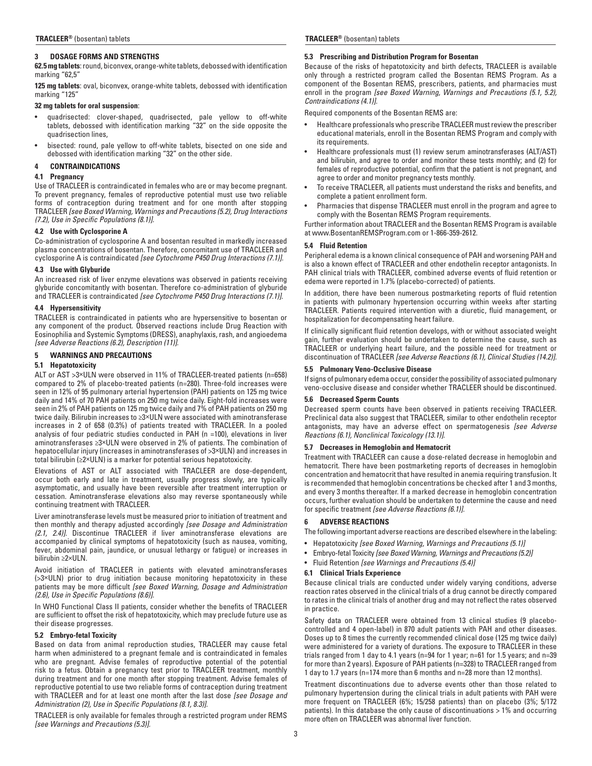## 3 DOSAGE FORMS AND STRENGTHS

**62.5 mg tablets**: round, biconvex, orange-white tablets, debossed with identification marking "62,5"

**125 mg tablets**: oval, biconvex, orange-white tablets, debossed with identification marking "125"

**32 mg tablets for oral suspension**:

- quadrisected: clover-shaped, quadrisected, pale yellow to off-white tablets, debossed with identification marking "32" on the side opposite the quadrisection lines,
- bisected: round, pale yellow to off-white tablets, bisected on one side and debossed with identification marking "32" on the other side.

## 4 CONTRAINDICATIONS

### 4.1 Pregnancy

Use of TRACLEER is contraindicated in females who are or may become pregnant. To prevent pregnancy, females of reproductive potential must use two reliable forms of contraception during treatment and for one month after stopping TRACLEER *[see Boxed Warning, Warnings and Precautions (5.2), Drug Interactions (7.2), Use in Specific Populations (8.1)]*.

### 4.2 Use with Cyclosporine A

Co-administration of cyclosporine A and bosentan resulted in markedly increased plasma concentrations of bosentan. Therefore, concomitant use of TRACLEER and cyclosporine A is contraindicated *[see Cytochrome P450 Drug Interactions (7.1)]*.

### 4.3 Use with Glyburide

An increased risk of liver enzyme elevations was observed in patients receiving glyburide concomitantly with bosentan. Therefore co-administration of glyburide and TRACLEER is contraindicated *[see Cytochrome P450 Drug Interactions (7.1)]*.

### 4.4 Hypersensitivity

TRACLEER is contraindicated in patients who are hypersensitive to bosentan or any component of the product. Observed reactions include Drug Reaction with Eosinophilia and Systemic Symptoms (DRESS), anaphylaxis, rash, and angioedema *[see Adverse Reactions (6.2), Description (11)]*.

## 5 WARNINGS AND PRECAUTIONS

### 5.1 Hepatotoxicity

ALT or AST >3×ULN were observed in 11% of TRACLEER-treated patients (n=658) compared to 2% of placebo-treated patients (n=280). Three-fold increases were seen in 12% of 95 pulmonary arterial hypertension (PAH) patients on 125 mg twice daily and 14% of 70 PAH patients on 250 mg twice daily. Eight-fold increases were seen in 2% of PAH patients on 125 mg twice daily and 7% of PAH patients on 250 mg twice daily. Bilirubin increases to ≥3×ULN were associated with aminotransferase increases in 2 of 658 (0.3%) of patients treated with TRACLEER. In a pooled analysis of four pediatric studies conducted in PAH (n =100), elevations in liver aminotransferases ≥3×ULN were observed in 2% of patients. The combination of hepatocellular injury (increases in aminotransferases of >3×ULN) and increases in total bilirubin (≥2×ULN) is a marker for potential serious hepatotoxicity.

Elevations of AST or ALT associated with TRACLEER are dose-dependent, occur both early and late in treatment, usually progress slowly, are typically asymptomatic, and usually have been reversible after treatment interruption or cessation. Aminotransferase elevations also may reverse spontaneously while continuing treatment with TRACLEER.

Liver aminotransferase levels must be measured prior to initiation of treatment and then monthly and therapy adjusted accordingly *[see Dosage and Administration (2.1, 2.4)]*. Discontinue TRACLEER if liver aminotransferase elevations are accompanied by clinical symptoms of hepatotoxicity (such as nausea, vomiting, fever, abdominal pain, jaundice, or unusual lethargy or fatigue) or increases in bilirubin ≥2×ULN.

Avoid initiation of TRACLEER in patients with elevated aminotransferases (>3×ULN) prior to drug initiation because monitoring hepatotoxicity in these patients may be more difficult *[see Boxed Warning, Dosage and Administration (2.6), Use in Specific Populations (8.6)]*.

In WHO Functional Class II patients, consider whether the benefits of TRACLEER are sufficient to offset the risk of hepatotoxicity, which may preclude future use as their disease progresses.

### 5.2 Embryo-fetal Toxicity

Based on data from animal reproduction studies, TRACLEER may cause fetal harm when administered to a pregnant female and is contraindicated in females who are pregnant. Advise females of reproductive potential of the potential risk to a fetus. Obtain a pregnancy test prior to TRACLEER treatment, monthly during treatment and for one month after stopping treatment. Advise females of reproductive potential to use two reliable forms of contraception during treatment with TRACLEER and for at least one month after the last dose *[see Dosage and Administration (2), Use in Specific Populations (8.1, 8.3)]*.

TRACLEER is only available for females through a restricted program under REMS *[see Warnings and Precautions (5.3)]*.

### 5.3 Prescribing and Distribution Program for Bosentan

Because of the risks of hepatotoxicity and birth defects, TRACLEER is available only through a restricted program called the Bosentan REMS Program. As a component of the Bosentan REMS, prescribers, patients, and pharmacies must enroll in the program *[see Boxed Warning, Warnings and Precautions (5.1, 5.2), Contraindications (4.1)]*.

Required components of the Bosentan REMS are:

- Healthcare professionals who prescribe TRACLEER must review the prescriber educational materials, enroll in the Bosentan REMS Program and comply with its requirements.
- Healthcare professionals must (1) review serum aminotransferases (ALT/AST) and bilirubin, and agree to order and monitor these tests monthly; and (2) for females of reproductive potential, confirm that the patient is not pregnant, and agree to order and monitor pregnancy tests monthly.
- To receive TRACLEER, all patients must understand the risks and benefits, and complete a patient enrollment form.
- Pharmacies that dispense TRACLEER must enroll in the program and agree to comply with the Bosentan REMS Program requirements.

Further information about TRACLEER and the Bosentan REMS Program is available at www.BosentanREMSProgram.com or 1-866-359-2612.

### 5.4 Fluid Retention

Peripheral edema is a known clinical consequence of PAH and worsening PAH and is also a known effect of TRACLEER and other endothelin receptor antagonists. In PAH clinical trials with TRACLEER, combined adverse events of fluid retention or edema were reported in 1.7% (placebo-corrected) of patients.

In addition, there have been numerous postmarketing reports of fluid retention in patients with pulmonary hypertension occurring within weeks after starting TRACLEER. Patients required intervention with a diuretic, fluid management, or hospitalization for decompensating heart failure.

If clinically significant fluid retention develops, with or without associated weight gain, further evaluation should be undertaken to determine the cause, such as TRACLEER or underlying heart failure, and the possible need for treatment or discontinuation of TRACLEER *[see Adverse Reactions (6.1), Clinical Studies (14.2)]*.

### 5.5 Pulmonary Veno-Occlusive Disease

If signs of pulmonary edema occur, consider the possibility of associated pulmonary veno-occlusive disease and consider whether TRACLEER should be discontinued.

### 5.6 Decreased Sperm Counts

Decreased sperm counts have been observed in patients receiving TRACLEER. Preclinical data also suggest that TRACLEER, similar to other endothelin receptor antagonists, may have an adverse effect on spermatogenesis *[see Adverse Reactions (6.1), Nonclinical Toxicology (13.1)]*.

### 5.7 Decreases in Hemoglobin and Hematocrit

Treatment with TRACLEER can cause a dose-related decrease in hemoglobin and hematocrit. There have been postmarketing reports of decreases in hemoglobin concentration and hematocrit that have resulted in anemia requiring transfusion. It is recommended that hemoglobin concentrations be checked after 1 and 3 months, and every 3 months thereafter. If a marked decrease in hemoglobin concentration occurs, further evaluation should be undertaken to determine the cause and need for specific treatment *[see Adverse Reactions (6.1)]*.

## 6 ADVERSE REACTIONS

The following important adverse reactions are described elsewhere in the labeling:

- Hepatotoxicity *[see Boxed Warning, Warnings and Precautions (5.1)]*
- Embryo-fetal Toxicity *[see Boxed Warning, Warnings and Precautions (5.2)]*
- Fluid Retention *[see Warnings and Precautions (5.4)]*

### 6.1 Clinical Trials Experience

Because clinical trials are conducted under widely varying conditions, adverse reaction rates observed in the clinical trials of a drug cannot be directly compared to rates in the clinical trials of another drug and may not reflect the rates observed in practice.

Safety data on TRACLEER were obtained from 13 clinical studies (9 placebo-controlled and 4 open-label) in 870 adult patients with PAH and other diseases. Doses up to 8 times the currently recommended clinical dose (125 mg twice daily) were administered for a variety of durations. The exposure to TRACLEER in these trials ranged from 1 day to 4.1 years (n=94 for 1 year; n=61 for 1.5 years; and n=39 for more than 2 years). Exposure of PAH patients (n=328) to TRACLEER ranged from 1 day to 1.7 years (n=174 more than 6 months and n=28 more than 12 months).

Treatment discontinuations due to adverse events other than those related to pulmonary hypertension during the clinical trials in adult patients with PAH were more frequent on TRACLEER (6%; 15/258 patients) than on placebo (3%; 5/172 patients). In this database the only cause of discontinuations > 1% and occurring more often on TRACLEER was abnormal liver function.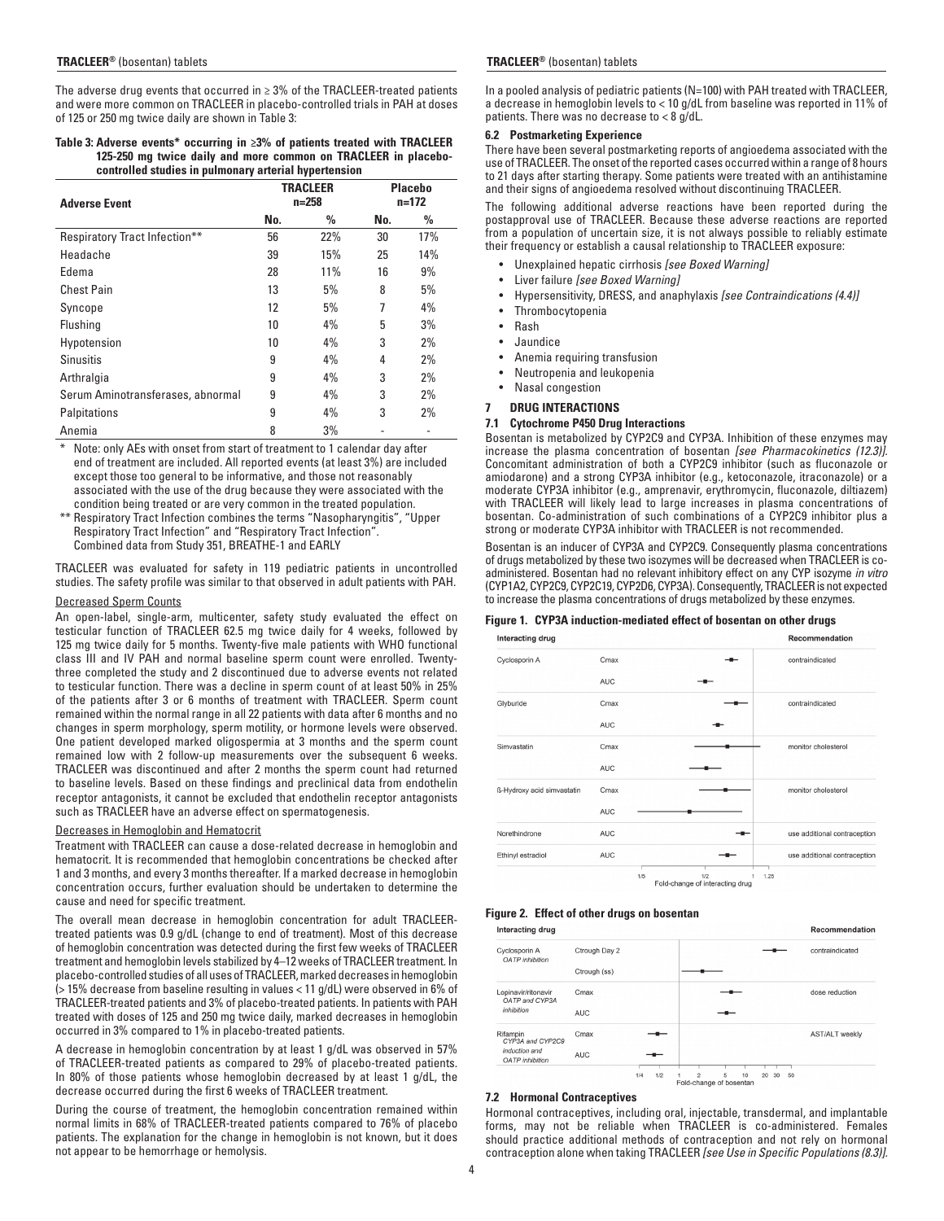The adverse drug events that occurred in ≥ 3% of the TRACLEER-treated patients and were more common on TRACLEER in placebo-controlled trials in PAH at doses of 125 or 250 mg twice daily are shown in Table 3:

**Table 3: Adverse events* occurring in ≥3% of patients treated with TRACLEER 125-250 mg twice daily and more common on TRACLEER in placebo-controlled studies in pulmonary arterial hypertension**

| Adverse Event | TRACLEER n=258 | | Placebo n=172 | |
|---|---|---|---|---|
| | No. | % | No. | % |
| Respiratory Tract Infection** | 56 | 22% | 30 | 17% |
| Headache | 39 | 15% | 25 | 14% |
| Edema | 28 | 11% | 16 | 9% |
| Chest Pain | 13 | 5% | 8 | 5% |
| Syncope | 12 | 5% | 7 | 4% |
| Flushing | 10 | 4% | 5 | 3% |
| Hypotension | 10 | 4% | 3 | 2% |
| Sinusitis | 9 | 4% | 4 | 2% |
| Arthralgia | 9 | 4% | 3 | 2% |
| Serum Aminotransferases, abnormal | 9 | 4% | 3 | 2% |
| Palpitations | 9 | 4% | 3 | 2% |
| Anemia | 8 | 3% | - | - |

\* Note: only AEs with onset from start of treatment to 1 calendar day after end of treatment are included. All reported events (at least 3%) are included except those too general to be informative, and those not reasonably associated with the use of the drug because they were associated with the condition being treated or are very common in the treated population.

** Respiratory Tract Infection combines the terms "Nasopharyngitis", "Upper Respiratory Tract Infection" and "Respiratory Tract Infection".
Combined data from Study 351, BREATHE-1 and EARLY

TRACLEER was evaluated for safety in 119 pediatric patients in uncontrolled studies. The safety profile was similar to that observed in adult patients with PAH.

Decreased Sperm Counts

An open-label, single-arm, multicenter, safety study evaluated the effect on testicular function of TRACLEER 62.5 mg twice daily for 4 weeks, followed by 125 mg twice daily for 5 months. Twenty-five male patients with WHO functional class III and IV PAH and normal baseline sperm count were enrolled. Twenty-three completed the study and 2 discontinued due to adverse events not related to testicular function. There was a decline in sperm count of at least 50% in 25% of the patients after 3 or 6 months of treatment with TRACLEER. Sperm count remained within the normal range in all 22 patients with data after 6 months and no changes in sperm morphology, sperm motility, or hormone levels were observed. One patient developed marked oligospermia at 3 months and the sperm count remained low with 2 follow-up measurements over the subsequent 6 weeks. TRACLEER was discontinued and after 2 months the sperm count had returned to baseline levels. Based on these findings and preclinical data from endothelin receptor antagonists, it cannot be excluded that endothelin receptor antagonists such as TRACLEER have an adverse effect on spermatogenesis.

Decreases in Hemoglobin and Hematocrit

Treatment with TRACLEER can cause a dose-related decrease in hemoglobin and hematocrit. It is recommended that hemoglobin concentrations be checked after 1 and 3 months, and every 3 months thereafter. If a marked decrease in hemoglobin concentration occurs, further evaluation should be undertaken to determine the cause and need for specific treatment.

The overall mean decrease in hemoglobin concentration for adult TRACLEER-treated patients was 0.9 g/dL (change to end of treatment). Most of this decrease of hemoglobin concentration was detected during the first few weeks of TRACLEER treatment and hemoglobin levels stabilized by 4–12 weeks of TRACLEER treatment. In placebo-controlled studies of all uses of TRACLEER, marked decreases in hemoglobin (> 15% decrease from baseline resulting in values < 11 g/dL) were observed in 6% of TRACLEER-treated patients and 3% of placebo-treated patients. In patients with PAH treated with doses of 125 and 250 mg twice daily, marked decreases in hemoglobin occurred in 3% compared to 1% in placebo-treated patients.

A decrease in hemoglobin concentration by at least 1 g/dL was observed in 57% of TRACLEER-treated patients as compared to 29% of placebo-treated patients. In 80% of those patients whose hemoglobin decreased by at least 1 g/dL, the decrease occurred during the first 6 weeks of TRACLEER treatment.

During the course of treatment, the hemoglobin concentration remained within normal limits in 68% of TRACLEER-treated patients compared to 76% of placebo patients. The explanation for the change in hemoglobin is not known, but it does not appear to be hemorrhage or hemolysis.

In a pooled analysis of pediatric patients (N=100) with PAH treated with TRACLEER, a decrease in hemoglobin levels to < 10 g/dL from baseline was reported in 11% of patients. There was no decrease to < 8 g/dL.

### 6.2 Postmarketing Experience

There have been several postmarketing reports of angioedema associated with the use of TRACLEER. The onset of the reported cases occurred within a range of 8 hours to 21 days after starting therapy. Some patients were treated with an antihistamine and their signs of angioedema resolved without discontinuing TRACLEER.

The following additional adverse reactions have been reported during the postapproval use of TRACLEER. Because these adverse reactions are reported from a population of uncertain size, it is not always possible to reliably estimate their frequency or establish a causal relationship to TRACLEER exposure:

- Unexplained hepatic cirrhosis *[see Boxed Warning]*
- Liver failure *[see Boxed Warning]*
- Hypersensitivity, DRESS, and anaphylaxis *[see Contraindications (4.4)]*
- Thrombocytopenia
- Rash
- Jaundice
- Anemia requiring transfusion
- Neutropenia and leukopenia
- Nasal congestion

## 7 DRUG INTERACTIONS

### 7.1 Cytochrome P450 Drug Interactions

Bosentan is metabolized by CYP2C9 and CYP3A. Inhibition of these enzymes may increase the plasma concentration of bosentan *[see Pharmacokinetics (12.3)]*. Concomitant administration of both a CYP2C9 inhibitor (such as fluconazole or amiodarone) and a strong CYP3A inhibitor (e.g., ketoconazole, itraconazole) or a moderate CYP3A inhibitor (e.g., amprenavir, erythromycin, fluconazole, diltiazem) with TRACLEER will likely lead to large increases in plasma concentrations of bosentan. Co-administration of such combinations of a CYP2C9 inhibitor plus a strong or moderate CYP3A inhibitor with TRACLEER is not recommended.

Bosentan is an inducer of CYP3A and CYP2C9. Consequently plasma concentrations of drugs metabolized by these two isozymes will be decreased when TRACLEER is co-administered. Bosentan had no relevant inhibitory effect on any CYP isozyme *in vitro* (CYP1A2, CYP2C9, CYP2C19, CYP2D6, CYP3A). Consequently, TRACLEER is not expected to increase the plasma concentrations of drugs metabolized by these enzymes.

**Figure 1. CYP3A induction-mediated effect of bosentan on other drugs**

| Interacting drug | | Recommendation |
|---|---|---|
| Cyclosporin A | Cmax | contraindicated |
| | AUC | |
| Glyburide | Cmax | contraindicated |
| | AUC | |
| Simvastatin | Cmax | monitor cholesterol |
| | AUC | |
| ß-Hydroxy acid simvastatin | Cmax | monitor cholesterol |
| | AUC | |
| Norethindrone | AUC | use additional contraception |
| Ethinyl estradiol | AUC | use additional contraception |

Fold-change of interacting drug (1/5, 1/2, 1, 1.25)

**Figure 2. Effect of other drugs on bosentan**

| Interacting drug | | Recommendation |
|---|---|---|
| Cyclosporin A *OATP inhibition* | Ctrough Day 2 | contraindicated |
| | Ctrough (ss) | |
| Lopinavir/ritonavir *OATP and CYP3A inhibition* | Cmax | dose reduction |
| | AUC | |
| Rifampin *CYP3A and CYP2C9 induction and OATP inhibition* | Cmax | AST/ALT weekly |
| | AUC | |

Fold-change of bosentan (1/4, 1/2, 1, 2, 5, 10, 20, 30, 50)

### 7.2 Hormonal Contraceptives

Hormonal contraceptives, including oral, injectable, transdermal, and implantable forms, may not be reliable when TRACLEER is co-administered. Females should practice additional methods of contraception and not rely on hormonal contraception alone when taking TRACLEER *[see Use in Specific Populations (8.3)]*.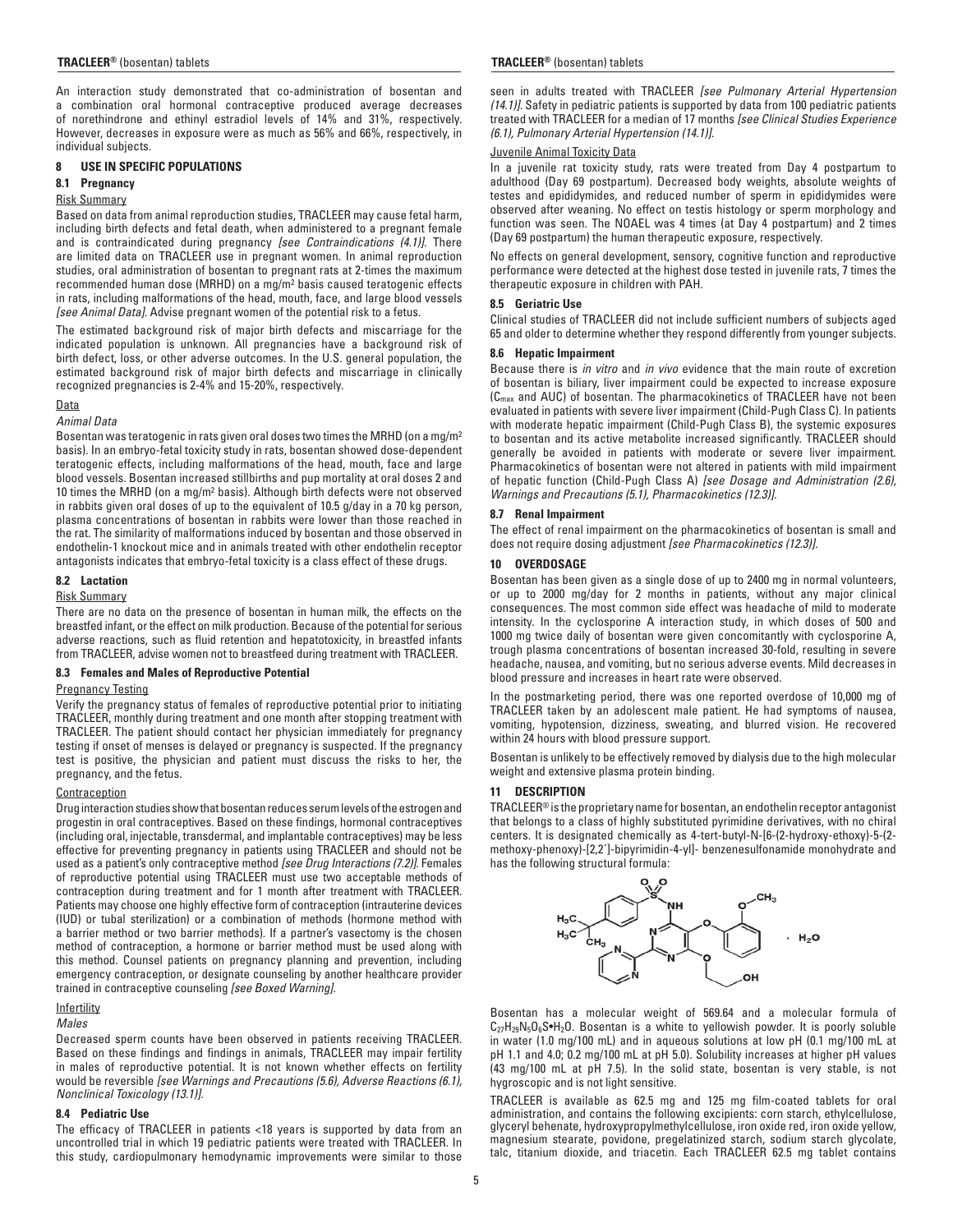An interaction study demonstrated that co-administration of bosentan and a combination oral hormonal contraceptive produced average decreases of norethindrone and ethinyl estradiol levels of 14% and 31%, respectively. However, decreases in exposure were as much as 56% and 66%, respectively, in individual subjects.

## 8 USE IN SPECIFIC POPULATIONS

### 8.1 Pregnancy

Risk Summary

Based on data from animal reproduction studies, TRACLEER may cause fetal harm, including birth defects and fetal death, when administered to a pregnant female and is contraindicated during pregnancy *[see Contraindications (4.1)]*. There are limited data on TRACLEER use in pregnant women. In animal reproduction studies, oral administration of bosentan to pregnant rats at 2-times the maximum recommended human dose (MRHD) on a $mg/m^2$ basis caused teratogenic effects in rats, including malformations of the head, mouth, face, and large blood vessels *[see Animal Data]*. Advise pregnant women of the potential risk to a fetus.

The estimated background risk of major birth defects and miscarriage for the indicated population is unknown. All pregnancies have a background risk of birth defect, loss, or other adverse outcomes. In the U.S. general population, the estimated background risk of major birth defects and miscarriage in clinically recognized pregnancies is 2-4% and 15-20%, respectively.

Data

*Animal Data*

Bosentan was teratogenic in rats given oral doses two times the MRHD (on a $mg/m^2$ basis). In an embryo-fetal toxicity study in rats, bosentan showed dose-dependent teratogenic effects, including malformations of the head, mouth, face and large blood vessels. Bosentan increased stillbirths and pup mortality at oral doses 2 and 10 times the MRHD (on a $mg/m^2$ basis). Although birth defects were not observed in rabbits given oral doses of up to the equivalent of 10.5 g/day in a 70 kg person, plasma concentrations of bosentan in rabbits were lower than those reached in the rat. The similarity of malformations induced by bosentan and those observed in endothelin-1 knockout mice and in animals treated with other endothelin receptor antagonists indicates that embryo-fetal toxicity is a class effect of these drugs.

### 8.2 Lactation

Risk Summary

There are no data on the presence of bosentan in human milk, the effects on the breastfed infant, or the effect on milk production. Because of the potential for serious adverse reactions, such as fluid retention and hepatotoxicity, in breastfed infants from TRACLEER, advise women not to breastfeed during treatment with TRACLEER.

### 8.3 Females and Males of Reproductive Potential

Pregnancy Testing

Verify the pregnancy status of females of reproductive potential prior to initiating TRACLEER, monthly during treatment and one month after stopping treatment with TRACLEER. The patient should contact her physician immediately for pregnancy testing if onset of menses is delayed or pregnancy is suspected. If the pregnancy test is positive, the physician and patient must discuss the risks to her, the pregnancy, and the fetus.

Contraception

Drug interaction studies show that bosentan reduces serum levels of the estrogen and progestin in oral contraceptives. Based on these findings, hormonal contraceptives (including oral, injectable, transdermal, and implantable contraceptives) may be less effective for preventing pregnancy in patients using TRACLEER and should not be used as a patient's only contraceptive method *[see Drug Interactions (7.2)]*. Females of reproductive potential using TRACLEER must use two acceptable methods of contraception during treatment and for 1 month after treatment with TRACLEER. Patients may choose one highly effective form of contraception (intrauterine devices (IUD) or tubal sterilization) or a combination of methods (hormone method with a barrier method or two barrier methods). If a partner's vasectomy is the chosen method of contraception, a hormone or barrier method must be used along with this method. Counsel patients on pregnancy planning and prevention, including emergency contraception, or designate counseling by another healthcare provider trained in contraceptive counseling *[see Boxed Warning]*.

Infertility

*Males*

Decreased sperm counts have been observed in patients receiving TRACLEER. Based on these findings and findings in animals, TRACLEER may impair fertility in males of reproductive potential. It is not known whether effects on fertility would be reversible *[see Warnings and Precautions (5.6), Adverse Reactions (6.1), Nonclinical Toxicology (13.1)]*.

### 8.4 Pediatric Use

The efficacy of TRACLEER in patients <18 years is supported by data from an uncontrolled trial in which 19 pediatric patients were treated with TRACLEER. In this study, cardiopulmonary hemodynamic improvements were similar to those seen in adults treated with TRACLEER *[see Pulmonary Arterial Hypertension (14.1)]*. Safety in pediatric patients is supported by data from 100 pediatric patients treated with TRACLEER for a median of 17 months *[see Clinical Studies Experience (6.1), Pulmonary Arterial Hypertension (14.1)]*.

Juvenile Animal Toxicity Data

In a juvenile rat toxicity study, rats were treated from Day 4 postpartum to adulthood (Day 69 postpartum). Decreased body weights, absolute weights of testes and epididymides, and reduced number of sperm in epididymides were observed after weaning. No effect on testis histology or sperm morphology and function was seen. The NOAEL was 4 times (at Day 4 postpartum) and 2 times (Day 69 postpartum) the human therapeutic exposure, respectively.

No effects on general development, sensory, cognitive function and reproductive performance were detected at the highest dose tested in juvenile rats, 7 times the therapeutic exposure in children with PAH.

### 8.5 Geriatric Use

Clinical studies of TRACLEER did not include sufficient numbers of subjects aged 65 and older to determine whether they respond differently from younger subjects.

### 8.6 Hepatic Impairment

Because there is *in vitro* and *in vivo* evidence that the main route of excretion of bosentan is biliary, liver impairment could be expected to increase exposure ($C_{max}$ and AUC) of bosentan. The pharmacokinetics of TRACLEER have not been evaluated in patients with severe liver impairment (Child-Pugh Class C). In patients with moderate hepatic impairment (Child-Pugh Class B), the systemic exposures to bosentan and its active metabolite increased significantly. TRACLEER should generally be avoided in patients with moderate or severe liver impairment. Pharmacokinetics of bosentan were not altered in patients with mild impairment of hepatic function (Child-Pugh Class A) *[see Dosage and Administration (2.6), Warnings and Precautions (5.1), Pharmacokinetics (12.3)]*.

### 8.7 Renal Impairment

The effect of renal impairment on the pharmacokinetics of bosentan is small and does not require dosing adjustment *[see Pharmacokinetics (12.3)]*.

## 10 OVERDOSAGE

Bosentan has been given as a single dose of up to 2400 mg in normal volunteers, or up to 2000 mg/day for 2 months in patients, without any major clinical consequences. The most common side effect was headache of mild to moderate intensity. In the cyclosporine A interaction study, in which doses of 500 and 1000 mg twice daily of bosentan were given concomitantly with cyclosporine A, trough plasma concentrations of bosentan increased 30-fold, resulting in severe headache, nausea, and vomiting, but no serious adverse events. Mild decreases in blood pressure and increases in heart rate were observed.

In the postmarketing period, there was one reported overdose of 10,000 mg of TRACLEER taken by an adolescent male patient. He had symptoms of nausea, vomiting, hypotension, dizziness, sweating, and blurred vision. He recovered within 24 hours with blood pressure support.

Bosentan is unlikely to be effectively removed by dialysis due to the high molecular weight and extensive plasma protein binding.

## 11 DESCRIPTION

TRACLEER® is the proprietary name for bosentan, an endothelin receptor antagonist that belongs to a class of highly substituted pyrimidine derivatives, with no chiral centers. It is designated chemically as 4-tert-butyl-N-[6-(2-hydroxy-ethoxy)-5-(2-methoxy-phenoxy)-[2,2´]-bipyrimidin-4-yl]- benzenesulfonamide monohydrate and has the following structural formula:

Bosentan has a molecular weight of 569.64 and a molecular formula of $C_{27}H_{29}N_5O_6S \cdot H_2O$. Bosentan is a white to yellowish powder. It is poorly soluble in water (1.0 mg/100 mL) and in aqueous solutions at low pH (0.1 mg/100 mL at pH 1.1 and 4.0; 0.2 mg/100 mL at pH 5.0). Solubility increases at higher pH values (43 mg/100 mL at pH 7.5). In the solid state, bosentan is very stable, is not hygroscopic and is not light sensitive.

TRACLEER is available as 62.5 mg and 125 mg film-coated tablets for oral administration, and contains the following excipients: corn starch, ethylcellulose, glyceryl behenate, hydroxypropylmethylcellulose, iron oxide red, iron oxide yellow, magnesium stearate, povidone, pregelatinized starch, sodium starch glycolate, talc, titanium dioxide, and triacetin. Each TRACLEER 62.5 mg tablet contains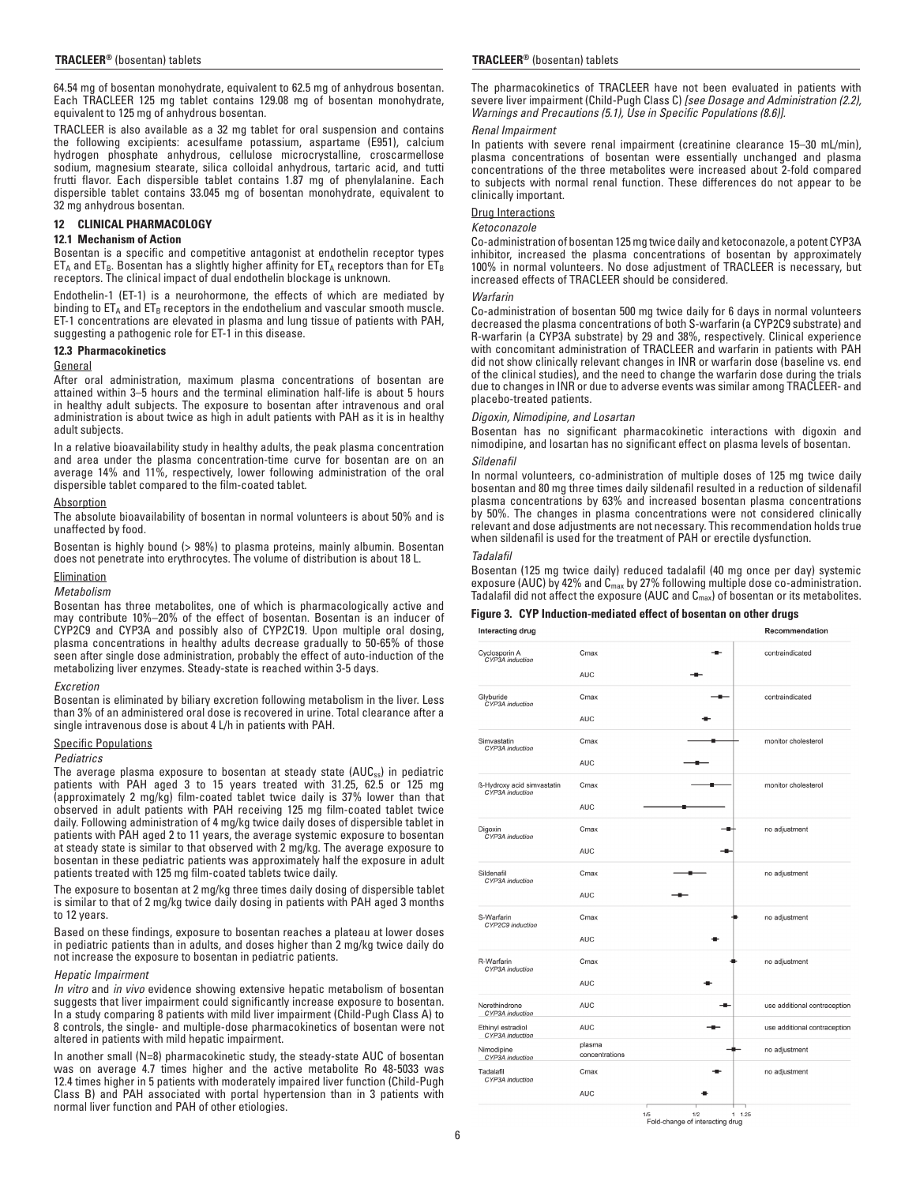64.54 mg of bosentan monohydrate, equivalent to 62.5 mg of anhydrous bosentan. Each TRACLEER 125 mg tablet contains 129.08 mg of bosentan monohydrate, equivalent to 125 mg of anhydrous bosentan.

TRACLEER is also available as a 32 mg tablet for oral suspension and contains the following excipients: acesulfame potassium, aspartame (E951), calcium hydrogen phosphate anhydrous, cellulose microcrystalline, croscarmellose sodium, magnesium stearate, silica colloidal anhydrous, tartaric acid, and tutti frutti flavor. Each dispersible tablet contains 1.87 mg of phenylalanine. Each dispersible tablet contains 33.045 mg of bosentan monohydrate, equivalent to 32 mg anhydrous bosentan.

## 12 CLINICAL PHARMACOLOGY

### 12.1 Mechanism of Action

Bosentan is a specific and competitive antagonist at endothelin receptor types $ET_A$ and $ET_B$. Bosentan has a slightly higher affinity for $ET_A$ receptors than for $ET_B$ receptors. The clinical impact of dual endothelin blockage is unknown.

Endothelin-1 (ET-1) is a neurohormone, the effects of which are mediated by binding to $ET_A$ and $ET_B$ receptors in the endothelium and vascular smooth muscle. ET-1 concentrations are elevated in plasma and lung tissue of patients with PAH, suggesting a pathogenic role for ET-1 in this disease.

### 12.3 Pharmacokinetics

General

After oral administration, maximum plasma concentrations of bosentan are attained within 3–5 hours and the terminal elimination half-life is about 5 hours in healthy adult subjects. The exposure to bosentan after intravenous and oral administration is about twice as high in adult patients with PAH as it is in healthy adult subjects.

In a relative bioavailability study in healthy adults, the peak plasma concentration and area under the plasma concentration-time curve for bosentan are on an average 14% and 11%, respectively, lower following administration of the oral dispersible tablet compared to the film-coated tablet.

Absorption

The absolute bioavailability of bosentan in normal volunteers is about 50% and is unaffected by food.

Bosentan is highly bound (> 98%) to plasma proteins, mainly albumin. Bosentan does not penetrate into erythrocytes. The volume of distribution is about 18 L.

Elimination

*Metabolism*

Bosentan has three metabolites, one of which is pharmacologically active and may contribute 10%–20% of the effect of bosentan. Bosentan is an inducer of CYP2C9 and CYP3A and possibly also of CYP2C19. Upon multiple oral dosing, plasma concentrations in healthy adults decrease gradually to 50-65% of those seen after single dose administration, probably the effect of auto-induction of the metabolizing liver enzymes. Steady-state is reached within 3-5 days.

*Excretion*

Bosentan is eliminated by biliary excretion following metabolism in the liver. Less than 3% of an administered oral dose is recovered in urine. Total clearance after a single intravenous dose is about 4 L/h in patients with PAH.

Specific Populations

*Pediatrics*

The average plasma exposure to bosentan at steady state ($AUC_{ss}$) in pediatric patients with PAH aged 3 to 15 years treated with 31.25, 62.5 or 125 mg (approximately 2 mg/kg) film-coated tablet twice daily is 37% lower than that observed in adult patients with PAH receiving 125 mg film-coated tablet twice daily. Following administration of 4 mg/kg twice daily doses of dispersible tablet in patients with PAH aged 2 to 11 years, the average systemic exposure to bosentan at steady state is similar to that observed with 2 mg/kg. The average exposure to bosentan in these pediatric patients was approximately half the exposure in adult patients treated with 125 mg film-coated tablets twice daily.

The exposure to bosentan at 2 mg/kg three times daily dosing of dispersible tablet is similar to that of 2 mg/kg twice daily dosing in patients with PAH aged 3 months to 12 years.

Based on these findings, exposure to bosentan reaches a plateau at lower doses in pediatric patients than in adults, and doses higher than 2 mg/kg twice daily do not increase the exposure to bosentan in pediatric patients.

*Hepatic Impairment*

*In vitro* and *in vivo* evidence showing extensive hepatic metabolism of bosentan suggests that liver impairment could significantly increase exposure to bosentan. In a study comparing 8 patients with mild liver impairment (Child-Pugh Class A) to 8 controls, the single- and multiple-dose pharmacokinetics of bosentan were not altered in patients with mild hepatic impairment.

In another small (N=8) pharmacokinetic study, the steady-state AUC of bosentan was on average 4.7 times higher and the active metabolite Ro 48-5033 was 12.4 times higher in 5 patients with moderately impaired liver function (Child-Pugh Class B) and PAH associated with portal hypertension than in 3 patients with normal liver function and PAH of other etiologies.

The pharmacokinetics of TRACLEER have not been evaluated in patients with severe liver impairment (Child-Pugh Class C) *[see Dosage and Administration (2.2), Warnings and Precautions (5.1), Use in Specific Populations (8.6)]*.

*Renal Impairment*

In patients with severe renal impairment (creatinine clearance 15–30 mL/min), plasma concentrations of bosentan were essentially unchanged and plasma concentrations of the three metabolites were increased about 2-fold compared to subjects with normal renal function. These differences do not appear to be clinically important.

Drug Interactions

*Ketoconazole*

Co-administration of bosentan 125 mg twice daily and ketoconazole, a potent CYP3A inhibitor, increased the plasma concentrations of bosentan by approximately 100% in normal volunteers. No dose adjustment of TRACLEER is necessary, but increased effects of TRACLEER should be considered.

*Warfarin*

Co-administration of bosentan 500 mg twice daily for 6 days in normal volunteers decreased the plasma concentrations of both S-warfarin (a CYP2C9 substrate) and R-warfarin (a CYP3A substrate) by 29 and 38%, respectively. Clinical experience with concomitant administration of TRACLEER and warfarin in patients with PAH did not show clinically relevant changes in INR or warfarin dose (baseline vs. end of the clinical studies), and the need to change the warfarin dose during the trials due to changes in INR or due to adverse events was similar among TRACLEER- and placebo-treated patients.

*Digoxin, Nimodipine, and Losartan*

Bosentan has no significant pharmacokinetic interactions with digoxin and nimodipine, and losartan has no significant effect on plasma levels of bosentan.

*Sildenafil*

In normal volunteers, co-administration of multiple doses of 125 mg twice daily bosentan and 80 mg three times daily sildenafil resulted in a reduction of sildenafil plasma concentrations by 63% and increased bosentan plasma concentrations by 50%. The changes in plasma concentrations were not considered clinically relevant and dose adjustments are not necessary. This recommendation holds true when sildenafil is used for the treatment of PAH or erectile dysfunction.

*Tadalafil*

Bosentan (125 mg twice daily) reduced tadalafil (40 mg once per day) systemic exposure (AUC) by 42% and $C_{max}$ by 27% following multiple dose co-administration. Tadalafil did not affect the exposure (AUC and $C_{max}$) of bosentan or its metabolites.

**Figure 3. CYP Induction-mediated effect of bosentan on other drugs**

| Interacting drug | | Recommendation |
|---|---|---|
| Cyclosporin A (CYP3A induction) | Cmax | contraindicated |
| | AUC | |
| Glyburide (CYP3A induction) | Cmax | contraindicated |
| | AUC | |
| Simvastatin (CYP3A induction) | Cmax | monitor cholesterol |
| | AUC | |
| ß-Hydroxy acid simvastatin (CYP3A induction) | Cmax | monitor cholesterol |
| | AUC | |
| Digoxin (CYP3A induction) | Cmax | no adjustment |
| | AUC | |
| Sildenafil (CYP3A induction) | Cmax | no adjustment |
| | AUC | |
| S-Warfarin (CYP2C9 induction) | Cmax | no adjustment |
| | AUC | |
| R-Warfarin (CYP3A induction) | Cmax | no adjustment |
| | AUC | |
| Norethindrone (CYP3A induction) | AUC | use additional contraception |
| Ethinyl estradiol (CYP3A induction) | AUC | use additional contraception |
| Nimodipine (CYP3A induction) | plasma concentrations | no adjustment |
| Tadalafil (CYP3A induction) | Cmax | no adjustment |
| | AUC | |

Fold-change of interacting drug (axis: 1/5, 1/2, 1, 1.25)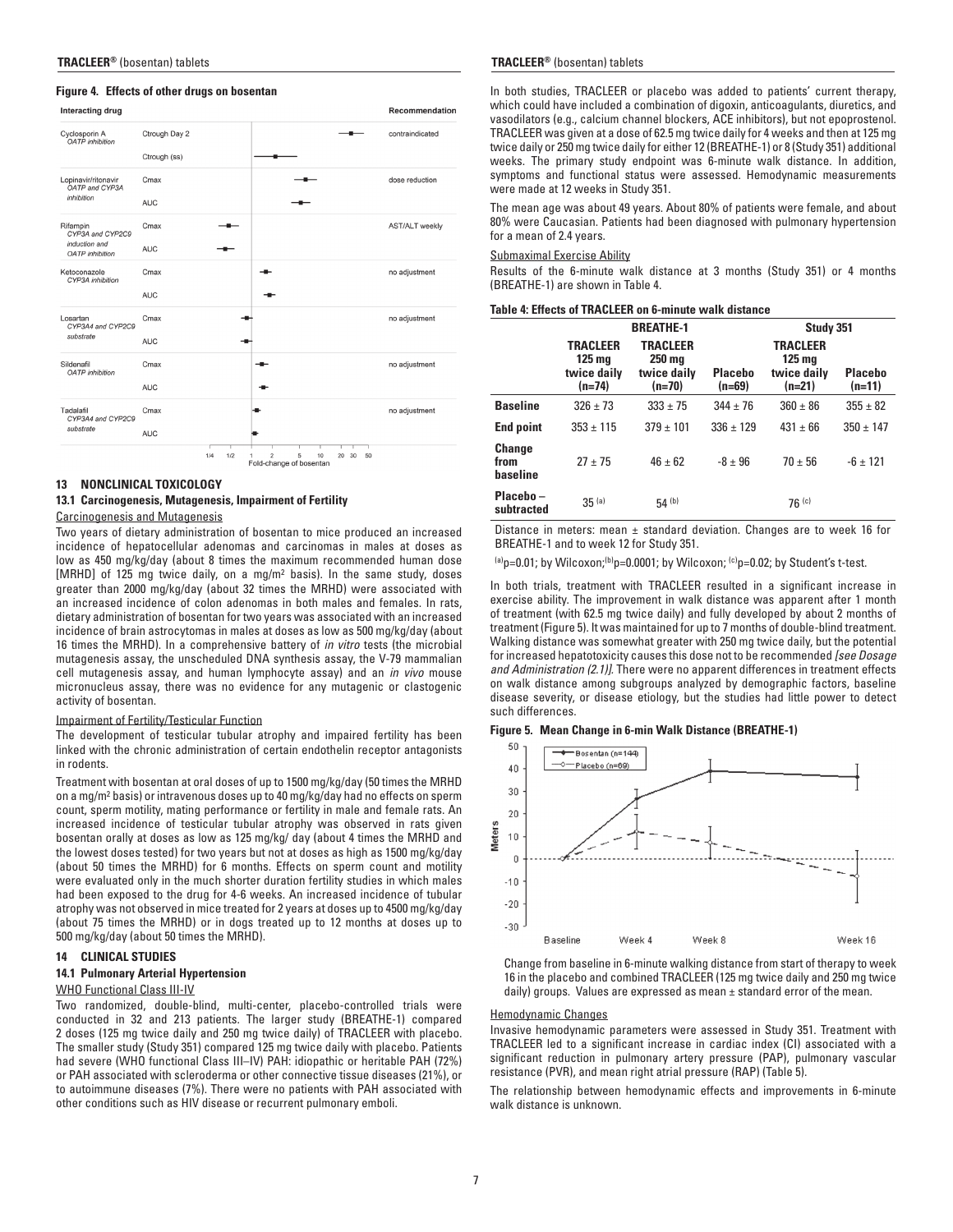**Figure 4. Effects of other drugs on bosentan**

| Interacting drug | | Recommendation |
|---|---|---|
| Cyclosporin A *OATP inhibition* | Ctrough Day 2 | contraindicated |
| | Ctrough (ss) | |
| Lopinavir/ritonavir *OATP and CYP3A inhibition* | Cmax | dose reduction |
| | AUC | |
| Rifampin *CYP3A and CYP2C9 induction and OATP inhibition* | Cmax | AST/ALT weekly |
| | AUC | |
| Ketoconazole *CYP3A inhibition* | Cmax | no adjustment |
| | AUC | |
| Losartan *CYP3A4 and CYP2C9 substrate* | Cmax | no adjustment |
| | AUC | |
| Sildenafil *OATP inhibition* | Cmax | no adjustment |
| | AUC | |
| Tadalafil *CYP3A4 and CYP2C9 substrate* | Cmax | no adjustment |
| | AUC | |

Fold-change of bosentan

## 13 NONCLINICAL TOXICOLOGY

### 13.1 Carcinogenesis, Mutagenesis, Impairment of Fertility

Carcinogenesis and Mutagenesis

Two years of dietary administration of bosentan to mice produced an increased incidence of hepatocellular adenomas and carcinomas in males at doses as low as 450 mg/kg/day (about 8 times the maximum recommended human dose [MRHD] of 125 mg twice daily, on a mg/m² basis). In the same study, doses greater than 2000 mg/kg/day (about 32 times the MRHD) were associated with an increased incidence of colon adenomas in both males and females. In rats, dietary administration of bosentan for two years was associated with an increased incidence of brain astrocytomas in males at doses as low as 500 mg/kg/day (about 16 times the MRHD). In a comprehensive battery of *in vitro* tests (the microbial mutagenesis assay, the unscheduled DNA synthesis assay, the V-79 mammalian cell mutagenesis assay, and human lymphocyte assay) and an *in vivo* mouse micronucleus assay, there was no evidence for any mutagenic or clastogenic activity of bosentan.

Impairment of Fertility/Testicular Function

The development of testicular tubular atrophy and impaired fertility has been linked with the chronic administration of certain endothelin receptor antagonists in rodents.

Treatment with bosentan at oral doses of up to 1500 mg/kg/day (50 times the MRHD on a mg/m² basis) or intravenous doses up to 40 mg/kg/day had no effects on sperm count, sperm motility, mating performance or fertility in male and female rats. An increased incidence of testicular tubular atrophy was observed in rats given bosentan orally at doses as low as 125 mg/kg/ day (about 4 times the MRHD and the lowest doses tested) for two years but not at doses as high as 1500 mg/kg/day (about 50 times the MRHD) for 6 months. Effects on sperm count and motility were evaluated only in the much shorter duration fertility studies in which males had been exposed to the drug for 4-6 weeks. An increased incidence of tubular atrophy was not observed in mice treated for 2 years at doses up to 4500 mg/kg/day (about 75 times the MRHD) or in dogs treated up to 12 months at doses up to 500 mg/kg/day (about 50 times the MRHD).

## 14 CLINICAL STUDIES

### 14.1 Pulmonary Arterial Hypertension

WHO Functional Class III-IV

Two randomized, double-blind, multi-center, placebo-controlled trials were conducted in 32 and 213 patients. The larger study (BREATHE-1) compared 2 doses (125 mg twice daily and 250 mg twice daily) of TRACLEER with placebo. The smaller study (Study 351) compared 125 mg twice daily with placebo. Patients had severe (WHO functional Class III–IV) PAH: idiopathic or heritable PAH (72%) or PAH associated with scleroderma or other connective tissue diseases (21%), or to autoimmune diseases (7%). There were no patients with PAH associated with other conditions such as HIV disease or recurrent pulmonary emboli.

In both studies, TRACLEER or placebo was added to patients' current therapy, which could have included a combination of digoxin, anticoagulants, diuretics, and vasodilators (e.g., calcium channel blockers, ACE inhibitors), but not epoprostenol. TRACLEER was given at a dose of 62.5 mg twice daily for 4 weeks and then at 125 mg twice daily or 250 mg twice daily for either 12 (BREATHE-1) or 8 (Study 351) additional weeks. The primary study endpoint was 6-minute walk distance. In addition, symptoms and functional status were assessed. Hemodynamic measurements were made at 12 weeks in Study 351.

The mean age was about 49 years. About 80% of patients were female, and about 80% were Caucasian. Patients had been diagnosed with pulmonary hypertension for a mean of 2.4 years.

Submaximal Exercise Ability

Results of the 6-minute walk distance at 3 months (Study 351) or 4 months (BREATHE-1) are shown in Table 4.

**Table 4: Effects of TRACLEER on 6-minute walk distance**

| | BREATHE-1 | | | Study 351 | |
|---|---|---|---|---|---|
| | **TRACLEER 125 mg twice daily (n=74)** | **TRACLEER 250 mg twice daily (n=70)** | **Placebo (n=69)** | **TRACLEER 125 mg twice daily (n=21)** | **Placebo (n=11)** |
| **Baseline** | 326 ± 73 | 333 ± 75 | 344 ± 76 | 360 ± 86 | 355 ± 82 |
| **End point** | 353 ± 115 | 379 ± 101 | 336 ± 129 | 431 ± 66 | 350 ± 147 |
| **Change from baseline** | 27 ± 75 | 46 ± 62 | -8 ± 96 | 70 ± 56 | -6 ± 121 |
| **Placebo – subtracted** | 35 [(a)] | 54 [(b)] | | 76 [(c)] | |

Distance in meters: mean ± standard deviation. Changes are to week 16 for BREATHE-1 and to week 12 for Study 351.

[(a)]p=0.01; by Wilcoxon;[(b)]p=0.0001; by Wilcoxon; [(c)]p=0.02; by Student's t-test.

In both trials, treatment with TRACLEER resulted in a significant increase in exercise ability. The improvement in walk distance was apparent after 1 month of treatment (with 62.5 mg twice daily) and fully developed by about 2 months of treatment (Figure 5). It was maintained for up to 7 months of double-blind treatment. Walking distance was somewhat greater with 250 mg twice daily, but the potential for increased hepatotoxicity causes this dose not to be recommended *[see Dosage and Administration (2.1)]*. There were no apparent differences in treatment effects on walk distance among subgroups analyzed by demographic factors, baseline disease severity, or disease etiology, but the studies had little power to detect such differences.

**Figure 5. Mean Change in 6-min Walk Distance (BREATHE-1)**

Change from baseline in 6-minute walking distance from start of therapy to week 16 in the placebo and combined TRACLEER (125 mg twice daily and 250 mg twice daily) groups. Values are expressed as mean ± standard error of the mean.

Hemodynamic Changes

Invasive hemodynamic parameters were assessed in Study 351. Treatment with TRACLEER led to a significant increase in cardiac index (CI) associated with a significant reduction in pulmonary artery pressure (PAP), pulmonary vascular resistance (PVR), and mean right atrial pressure (RAP) (Table 5).

The relationship between hemodynamic effects and improvements in 6-minute walk distance is unknown.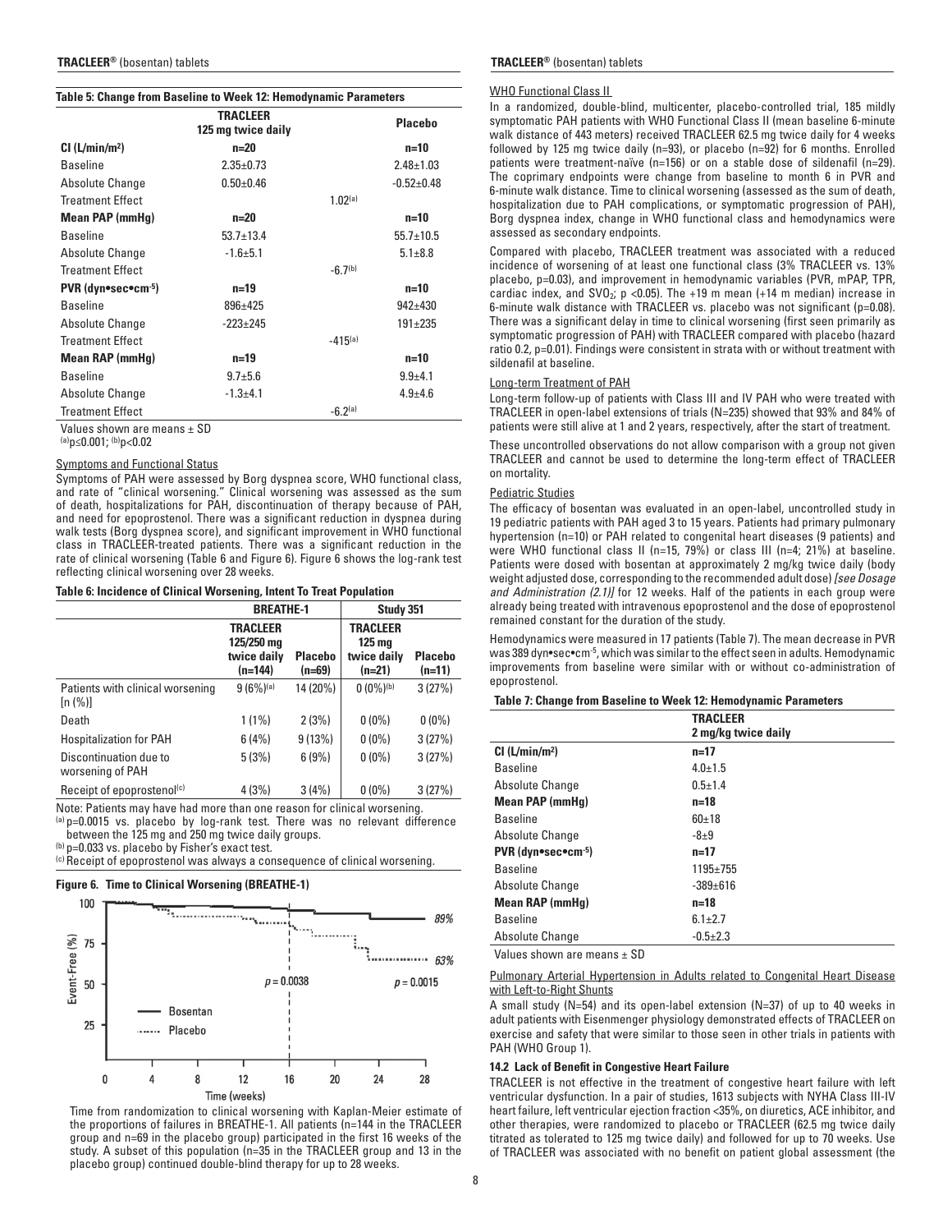**Table 5: Change from Baseline to Week 12: Hemodynamic Parameters**

| | TRACLEER 125 mg twice daily | | Placebo |
|---|---|---|---|
| CI (L/min/m²) | n=20 | | n=10 |
| Baseline | 2.35±0.73 | | 2.48±1.03 |
| Absolute Change | 0.50±0.46 | | -0.52±0.48 |
| Treatment Effect | | 1.02[(a)] | |
| **Mean PAP (mmHg)** | n=20 | | n=10 |
| Baseline | 53.7±13.4 | | 55.7±10.5 |
| Absolute Change | -1.6±5.1 | | 5.1±8.8 |
| Treatment Effect | | -6.7[(b)] | |
| **PVR (dyn•sec•cm⁻⁵)** | n=19 | | n=10 |
| Baseline | 896±425 | | 942±430 |
| Absolute Change | -223±245 | | 191±235 |
| Treatment Effect | | -415[(a)] | |
| **Mean RAP (mmHg)** | n=19 | | n=10 |
| Baseline | 9.7±5.6 | | 9.9±4.1 |
| Absolute Change | -1.3±4.1 | | 4.9±4.6 |
| Treatment Effect | | -6.2[(a)] | |

Values shown are means ± SD

[(a)]p≤0.001; [(b)]p<0.02

Symptoms and Functional Status

Symptoms of PAH were assessed by Borg dyspnea score, WHO functional class, and rate of "clinical worsening." Clinical worsening was assessed as the sum of death, hospitalizations for PAH, discontinuation of therapy because of PAH, and need for epoprostenol. There was a significant reduction in dyspnea during walk tests (Borg dyspnea score), and significant improvement in WHO functional class in TRACLEER-treated patients. There was a significant reduction in the rate of clinical worsening (Table 6 and Figure 6). Figure 6 shows the log-rank test reflecting clinical worsening over 28 weeks.

**Table 6: Incidence of Clinical Worsening, Intent To Treat Population**

| | BREATHE-1 | | Study 351 | |
|---|---|---|---|---|
| | TRACLEER 125/250 mg twice daily (n=144) | Placebo (n=69) | TRACLEER 125 mg twice daily (n=21) | Placebo (n=11) |
| Patients with clinical worsening [n (%)] | 9 (6%)[(a)] | 14 (20%) | 0 (0%)[(b)] | 3 (27%) |
| Death | 1 (1%) | 2 (3%) | 0 (0%) | 0 (0%) |
| Hospitalization for PAH | 6 (4%) | 9 (13%) | 0 (0%) | 3 (27%) |
| Discontinuation due to worsening of PAH | 5 (3%) | 6 (9%) | 0 (0%) | 3 (27%) |
| Receipt of epoprostenol[(c)] | 4 (3%) | 3 (4%) | 0 (0%) | 3 (27%) |

Note: Patients may have had more than one reason for clinical worsening.

[(a)] p=0.0015 vs. placebo by log-rank test. There was no relevant difference between the 125 mg and 250 mg twice daily groups.

[(b)] p=0.033 vs. placebo by Fisher's exact test.

[(c)] Receipt of epoprostenol was always a consequence of clinical worsening.

**Figure 6. Time to Clinical Worsening (BREATHE-1)**

Time from randomization to clinical worsening with Kaplan-Meier estimate of the proportions of failures in BREATHE-1. All patients (n=144 in the TRACLEER group and n=69 in the placebo group) participated in the first 16 weeks of the study. A subset of this population (n=35 in the TRACLEER group and 13 in the placebo group) continued double-blind therapy for up to 28 weeks.

WHO Functional Class II

In a randomized, double-blind, multicenter, placebo-controlled trial, 185 mildly symptomatic PAH patients with WHO Functional Class II (mean baseline 6-minute walk distance of 443 meters) received TRACLEER 62.5 mg twice daily for 4 weeks followed by 125 mg twice daily (n=93), or placebo (n=92) for 6 months. Enrolled patients were treatment-naïve (n=156) or on a stable dose of sildenafil (n=29). The coprimary endpoints were change from baseline to month 6 in PVR and 6-minute walk distance. Time to clinical worsening (assessed as the sum of death, hospitalization due to PAH complications, or symptomatic progression of PAH), Borg dyspnea index, change in WHO functional class and hemodynamics were assessed as secondary endpoints.

Compared with placebo, TRACLEER treatment was associated with a reduced incidence of worsening of at least one functional class (3% TRACLEER vs. 13% placebo, p=0.03), and improvement in hemodynamic variables (PVR, mPAP, TPR, cardiac index, and $SVO_2$; $p < 0.05$). The +19 m mean (+14 m median) increase in 6-minute walk distance with TRACLEER vs. placebo was not significant (p=0.08). There was a significant delay in time to clinical worsening (first seen primarily as symptomatic progression of PAH) with TRACLEER compared with placebo (hazard ratio 0.2, p=0.01). Findings were consistent in strata with or without treatment with sildenafil at baseline.

Long-term Treatment of PAH

Long-term follow-up of patients with Class III and IV PAH who were treated with TRACLEER in open-label extensions of trials (N=235) showed that 93% and 84% of patients were still alive at 1 and 2 years, respectively, after the start of treatment.

These uncontrolled observations do not allow comparison with a group not given TRACLEER and cannot be used to determine the long-term effect of TRACLEER on mortality.

Pediatric Studies

The efficacy of bosentan was evaluated in an open-label, uncontrolled study in 19 pediatric patients with PAH aged 3 to 15 years. Patients had primary pulmonary hypertension (n=10) or PAH related to congenital heart diseases (9 patients) and were WHO functional class II (n=15, 79%) or class III (n=4; 21%) at baseline. Patients were dosed with bosentan at approximately 2 mg/kg twice daily (body weight adjusted dose, corresponding to the recommended adult dose) *[see Dosage and Administration (2.1)]* for 12 weeks. Half of the patients in each group were already being treated with intravenous epoprostenol and the dose of epoprostenol remained constant for the duration of the study.

Hemodynamics were measured in 17 patients (Table 7). The mean decrease in PVR was 389 dyn•sec•cm⁻⁵, which was similar to the effect seen in adults. Hemodynamic improvements from baseline were similar with or without co-administration of epoprostenol.

**Table 7: Change from Baseline to Week 12: Hemodynamic Parameters**

| | TRACLEER 2 mg/kg twice daily |
|---|---|
| **CI (L/min/m²)** | n=17 |
| Baseline | 4.0±1.5 |
| Absolute Change | 0.5±1.4 |
| **Mean PAP (mmHg)** | n=18 |
| Baseline | 60±18 |
| Absolute Change | -8±9 |
| **PVR (dyn•sec•cm⁻⁵)** | n=17 |
| Baseline | 1195±755 |
| Absolute Change | -389±616 |
| **Mean RAP (mmHg)** | n=18 |
| Baseline | 6.1±2.7 |
| Absolute Change | -0.5±2.3 |

Values shown are means ± SD

Pulmonary Arterial Hypertension in Adults related to Congenital Heart Disease with Left-to-Right Shunts

A small study (N=54) and its open-label extension (N=37) of up to 40 weeks in adult patients with Eisenmenger physiology demonstrated effects of TRACLEER on exercise and safety that were similar to those seen in other trials in patients with PAH (WHO Group 1).

### 14.2 Lack of Benefit in Congestive Heart Failure

TRACLEER is not effective in the treatment of congestive heart failure with left ventricular dysfunction. In a pair of studies, 1613 subjects with NYHA Class III-IV heart failure, left ventricular ejection fraction <35%, on diuretics, ACE inhibitor, and other therapies, were randomized to placebo or TRACLEER (62.5 mg twice daily titrated as tolerated to 125 mg twice daily) and followed for up to 70 weeks. Use of TRACLEER was associated with no benefit on patient global assessment (the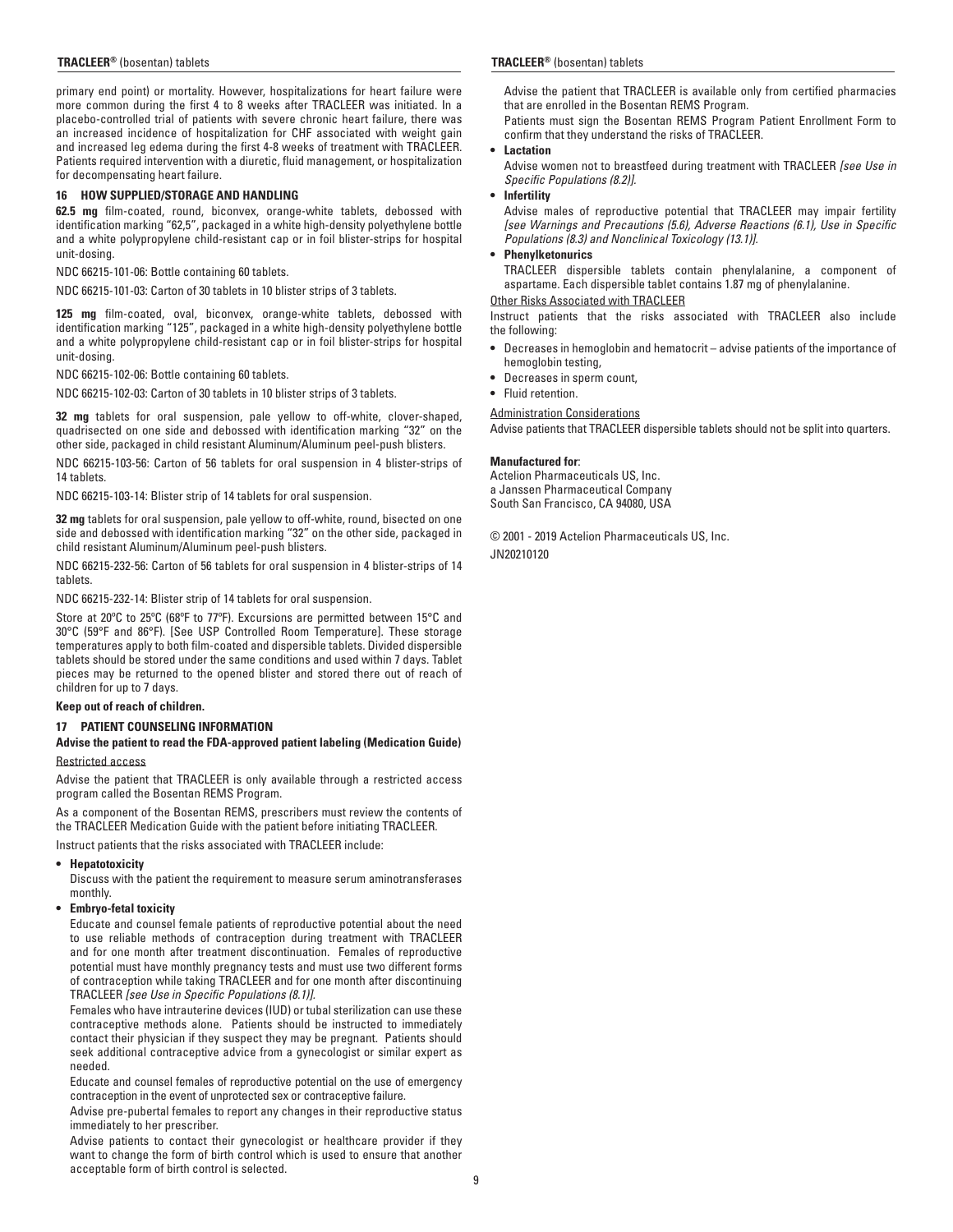primary end point) or mortality. However, hospitalizations for heart failure were more common during the first 4 to 8 weeks after TRACLEER was initiated. In a placebo-controlled trial of patients with severe chronic heart failure, there was an increased incidence of hospitalization for CHF associated with weight gain and increased leg edema during the first 4-8 weeks of treatment with TRACLEER. Patients required intervention with a diuretic, fluid management, or hospitalization for decompensating heart failure.

## 16 HOW SUPPLIED/STORAGE AND HANDLING

**62.5 mg** film-coated, round, biconvex, orange-white tablets, debossed with identification marking "62,5", packaged in a white high-density polyethylene bottle and a white polypropylene child-resistant cap or in foil blister-strips for hospital unit-dosing.

NDC 66215-101-06: Bottle containing 60 tablets.

NDC 66215-101-03: Carton of 30 tablets in 10 blister strips of 3 tablets.

**125 mg** film-coated, oval, biconvex, orange-white tablets, debossed with identification marking "125", packaged in a white high-density polyethylene bottle and a white polypropylene child-resistant cap or in foil blister-strips for hospital unit-dosing.

NDC 66215-102-06: Bottle containing 60 tablets.

NDC 66215-102-03: Carton of 30 tablets in 10 blister strips of 3 tablets.

**32 mg** tablets for oral suspension, pale yellow to off-white, clover-shaped, quadrisected on one side and debossed with identification marking "32" on the other side, packaged in child resistant Aluminum/Aluminum peel-push blisters.

NDC 66215-103-56: Carton of 56 tablets for oral suspension in 4 blister-strips of 14 tablets.

NDC 66215-103-14: Blister strip of 14 tablets for oral suspension.

**32 mg** tablets for oral suspension, pale yellow to off-white, round, bisected on one side and debossed with identification marking "32" on the other side, packaged in child resistant Aluminum/Aluminum peel-push blisters.

NDC 66215-232-56: Carton of 56 tablets for oral suspension in 4 blister-strips of 14 tablets.

NDC 66215-232-14: Blister strip of 14 tablets for oral suspension.

Store at 20ºC to 25ºC (68ºF to 77ºF). Excursions are permitted between 15°C and 30°C (59°F and 86°F). [See USP Controlled Room Temperature]. These storage temperatures apply to both film-coated and dispersible tablets. Divided dispersible tablets should be stored under the same conditions and used within 7 days. Tablet pieces may be returned to the opened blister and stored there out of reach of children for up to 7 days.

**Keep out of reach of children.**

## 17 PATIENT COUNSELING INFORMATION

**Advise the patient to read the FDA-approved patient labeling (Medication Guide)**

Restricted access

Advise the patient that TRACLEER is only available through a restricted access program called the Bosentan REMS Program.

As a component of the Bosentan REMS, prescribers must review the contents of the TRACLEER Medication Guide with the patient before initiating TRACLEER.

Instruct patients that the risks associated with TRACLEER include:

- **Hepatotoxicity**
  Discuss with the patient the requirement to measure serum aminotransferases monthly.
- **Embryo-fetal toxicity**
  Educate and counsel female patients of reproductive potential about the need to use reliable methods of contraception during treatment with TRACLEER and for one month after treatment discontinuation. Females of reproductive potential must have monthly pregnancy tests and must use two different forms of contraception while taking TRACLEER and for one month after discontinuing TRACLEER *[see Use in Specific Populations (8.1)]*.

  Females who have intrauterine devices (IUD) or tubal sterilization can use these contraceptive methods alone. Patients should be instructed to immediately contact their physician if they suspect they may be pregnant. Patients should seek additional contraceptive advice from a gynecologist or similar expert as needed.

  Educate and counsel females of reproductive potential on the use of emergency contraception in the event of unprotected sex or contraceptive failure.

  Advise pre-pubertal females to report any changes in their reproductive status immediately to her prescriber.

  Advise patients to contact their gynecologist or healthcare provider if they want to change the form of birth control which is used to ensure that another acceptable form of birth control is selected.

  Advise the patient that TRACLEER is available only from certified pharmacies that are enrolled in the Bosentan REMS Program.

  Patients must sign the Bosentan REMS Program Patient Enrollment Form to confirm that they understand the risks of TRACLEER.
- **Lactation**
  Advise women not to breastfeed during treatment with TRACLEER *[see Use in Specific Populations (8.2)]*.
- **Infertility**
  Advise males of reproductive potential that TRACLEER may impair fertility *[see Warnings and Precautions (5.6), Adverse Reactions (6.1), Use in Specific Populations (8.3) and Nonclinical Toxicology (13.1)]*.
- **Phenylketonurics**
  TRACLEER dispersible tablets contain phenylalanine, a component of aspartame. Each dispersible tablet contains 1.87 mg of phenylalanine.

Other Risks Associated with TRACLEER

Instruct patients that the risks associated with TRACLEER also include the following:

- Decreases in hemoglobin and hematocrit – advise patients of the importance of hemoglobin testing,
- Decreases in sperm count,
- Fluid retention.

Administration Considerations

Advise patients that TRACLEER dispersible tablets should not be split into quarters.

**Manufactured for**:
Actelion Pharmaceuticals US, Inc.
a Janssen Pharmaceutical Company
South San Francisco, CA 94080, USA

© 2001 - 2019 Actelion Pharmaceuticals US, Inc.
JN20210120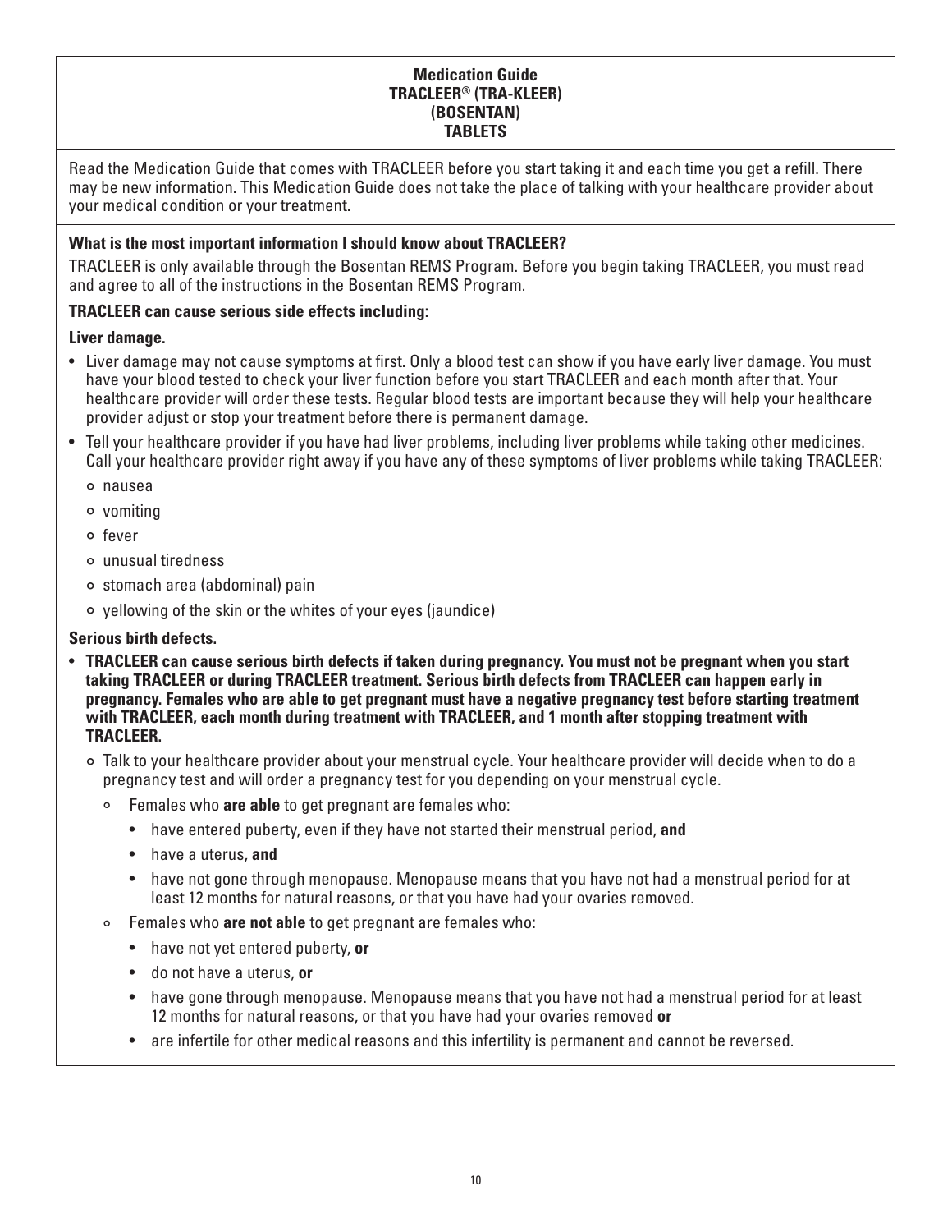# Medication Guide
# TRACLEER® (TRA-KLEER)
# (BOSENTAN)
# TABLETS

Read the Medication Guide that comes with TRACLEER before you start taking it and each time you get a refill. There may be new information. This Medication Guide does not take the place of talking with your healthcare provider about your medical condition or your treatment.

**What is the most important information I should know about TRACLEER?**

TRACLEER is only available through the Bosentan REMS Program. Before you begin taking TRACLEER, you must read and agree to all of the instructions in the Bosentan REMS Program.

**TRACLEER can cause serious side effects including:**

**Liver damage.**

- Liver damage may not cause symptoms at first. Only a blood test can show if you have early liver damage. You must have your blood tested to check your liver function before you start TRACLEER and each month after that. Your healthcare provider will order these tests. Regular blood tests are important because they will help your healthcare provider adjust or stop your treatment before there is permanent damage.
- Tell your healthcare provider if you have had liver problems, including liver problems while taking other medicines. Call your healthcare provider right away if you have any of these symptoms of liver problems while taking TRACLEER:
  - nausea
  - vomiting
  - fever
  - unusual tiredness
  - stomach area (abdominal) pain
  - yellowing of the skin or the whites of your eyes (jaundice)

**Serious birth defects.**

- **TRACLEER can cause serious birth defects if taken during pregnancy. You must not be pregnant when you start taking TRACLEER or during TRACLEER treatment. Serious birth defects from TRACLEER can happen early in pregnancy. Females who are able to get pregnant must have a negative pregnancy test before starting treatment with TRACLEER, each month during treatment with TRACLEER, and 1 month after stopping treatment with TRACLEER.**
  - Talk to your healthcare provider about your menstrual cycle. Your healthcare provider will decide when to do a pregnancy test and will order a pregnancy test for you depending on your menstrual cycle.
    - Females who **are able** to get pregnant are females who:
      - have entered puberty, even if they have not started their menstrual period, **and**
      - have a uterus, **and**
      - have not gone through menopause. Menopause means that you have not had a menstrual period for at least 12 months for natural reasons, or that you have had your ovaries removed.
    - Females who **are not able** to get pregnant are females who:
      - have not yet entered puberty, **or**
      - do not have a uterus, **or**
      - have gone through menopause. Menopause means that you have not had a menstrual period for at least 12 months for natural reasons, or that you have had your ovaries removed **or**
      - are infertile for other medical reasons and this infertility is permanent and cannot be reversed.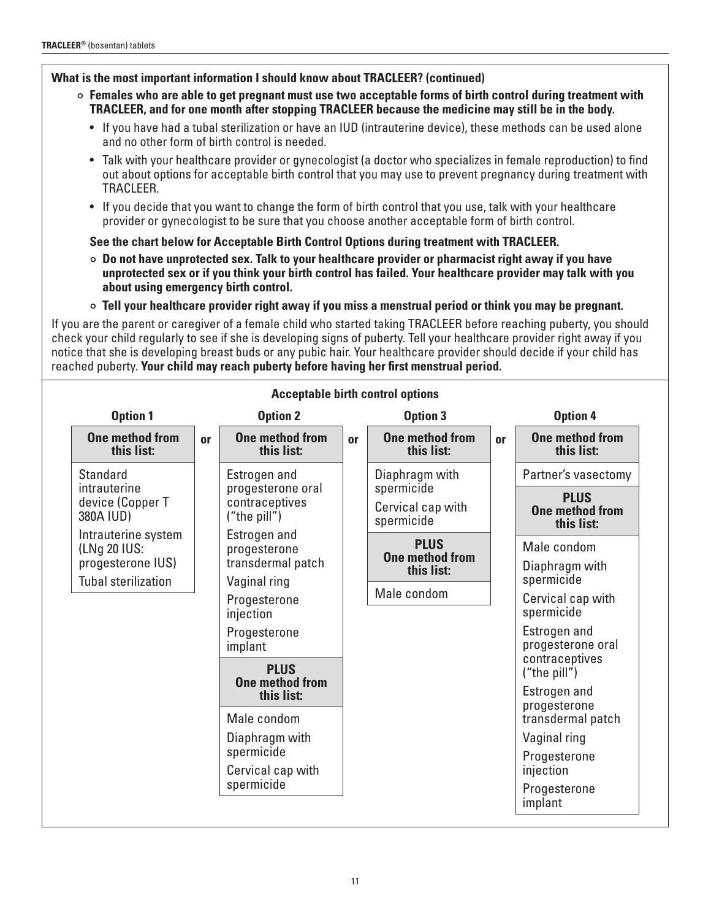**What is the most important information I should know about TRACLEER? (continued)**

- **Females who are able to get pregnant must use two acceptable forms of birth control during treatment with TRACLEER, and for one month after stopping TRACLEER because the medicine may still be in the body.**
  - If you have had a tubal sterilization or have an IUD (intrauterine device), these methods can be used alone and no other form of birth control is needed.
  - Talk with your healthcare provider or gynecologist (a doctor who specializes in female reproduction) to find out about options for acceptable birth control that you may use to prevent pregnancy during treatment with TRACLEER.
  - If you decide that you want to change the form of birth control that you use, talk with your healthcare provider or gynecologist to be sure that you choose another acceptable form of birth control.

  **See the chart below for Acceptable Birth Control Options during treatment with TRACLEER.**

- **Do not have unprotected sex. Talk to your healthcare provider or pharmacist right away if you have unprotected sex or if you think your birth control has failed. Your healthcare provider may talk with you about using emergency birth control.**
- **Tell your healthcare provider right away if you miss a menstrual period or think you may be pregnant.**

If you are the parent or caregiver of a female child who started taking TRACLEER before reaching puberty, you should check your child regularly to see if she is developing signs of puberty. Tell your healthcare provider right away if you notice that she is developing breast buds or any pubic hair. Your healthcare provider should decide if your child has reached puberty. **Your child may reach puberty before having her first menstrual period.**

**Acceptable birth control options**

| Option 1 | | Option 2 | | Option 3 | | Option 4 |
|---|---|---|---|---|---|---|
| **One method from this list:** | or | **One method from this list:** | or | **One method from this list:** | or | **One method from this list:** |
| Standard intrauterine device (Copper T 380A IUD)<br>Intrauterine system (LNg 20 IUS: progesterone IUS)<br>Tubal sterilization | | Estrogen and progesterone oral contraceptives ("the pill")<br>Estrogen and progesterone transdermal patch<br>Vaginal ring<br>Progesterone injection<br>Progesterone implant | | Diaphragm with spermicide<br>Cervical cap with spermicide | | Partner's vasectomy |
| | | **PLUS One method from this list:** | | **PLUS One method from this list:** | | **PLUS One method from this list:** |
| | | Male condom<br>Diaphragm with spermicide<br>Cervical cap with spermicide | | Male condom | | Male condom<br>Diaphragm with spermicide<br>Cervical cap with spermicide<br>Estrogen and progesterone oral contraceptives ("the pill")<br>Estrogen and progesterone transdermal patch<br>Vaginal ring<br>Progesterone injection<br>Progesterone implant |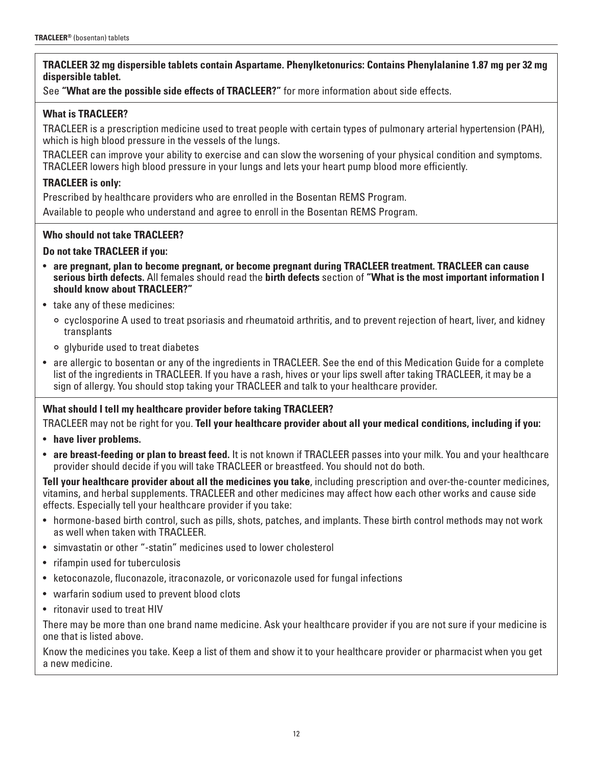**TRACLEER 32 mg dispersible tablets contain Aspartame. Phenylketonurics: Contains Phenylalanine 1.87 mg per 32 mg dispersible tablet.**

See **"What are the possible side effects of TRACLEER?"** for more information about side effects.

**What is TRACLEER?**

TRACLEER is a prescription medicine used to treat people with certain types of pulmonary arterial hypertension (PAH), which is high blood pressure in the vessels of the lungs.

TRACLEER can improve your ability to exercise and can slow the worsening of your physical condition and symptoms. TRACLEER lowers high blood pressure in your lungs and lets your heart pump blood more efficiently.

**TRACLEER is only:**

Prescribed by healthcare providers who are enrolled in the Bosentan REMS Program.

Available to people who understand and agree to enroll in the Bosentan REMS Program.

**Who should not take TRACLEER?**

**Do not take TRACLEER if you:**

- **are pregnant, plan to become pregnant, or become pregnant during TRACLEER treatment. TRACLEER can cause serious birth defects.** All females should read the **birth defects** section of **"What is the most important information I should know about TRACLEER?"**
- take any of these medicines:
  - cyclosporine A used to treat psoriasis and rheumatoid arthritis, and to prevent rejection of heart, liver, and kidney transplants
  - glyburide used to treat diabetes
- are allergic to bosentan or any of the ingredients in TRACLEER. See the end of this Medication Guide for a complete list of the ingredients in TRACLEER. If you have a rash, hives or your lips swell after taking TRACLEER, it may be a sign of allergy. You should stop taking your TRACLEER and talk to your healthcare provider.

**What should I tell my healthcare provider before taking TRACLEER?**

TRACLEER may not be right for you. **Tell your healthcare provider about all your medical conditions, including if you:**

- **have liver problems.**
- **are breast-feeding or plan to breast feed.** It is not known if TRACLEER passes into your milk. You and your healthcare provider should decide if you will take TRACLEER or breastfeed. You should not do both.

**Tell your healthcare provider about all the medicines you take**, including prescription and over-the-counter medicines, vitamins, and herbal supplements. TRACLEER and other medicines may affect how each other works and cause side effects. Especially tell your healthcare provider if you take:

- hormone-based birth control, such as pills, shots, patches, and implants. These birth control methods may not work as well when taken with TRACLEER.
- simvastatin or other "-statin" medicines used to lower cholesterol
- rifampin used for tuberculosis
- ketoconazole, fluconazole, itraconazole, or voriconazole used for fungal infections
- warfarin sodium used to prevent blood clots
- ritonavir used to treat HIV

There may be more than one brand name medicine. Ask your healthcare provider if you are not sure if your medicine is one that is listed above.

Know the medicines you take. Keep a list of them and show it to your healthcare provider or pharmacist when you get a new medicine.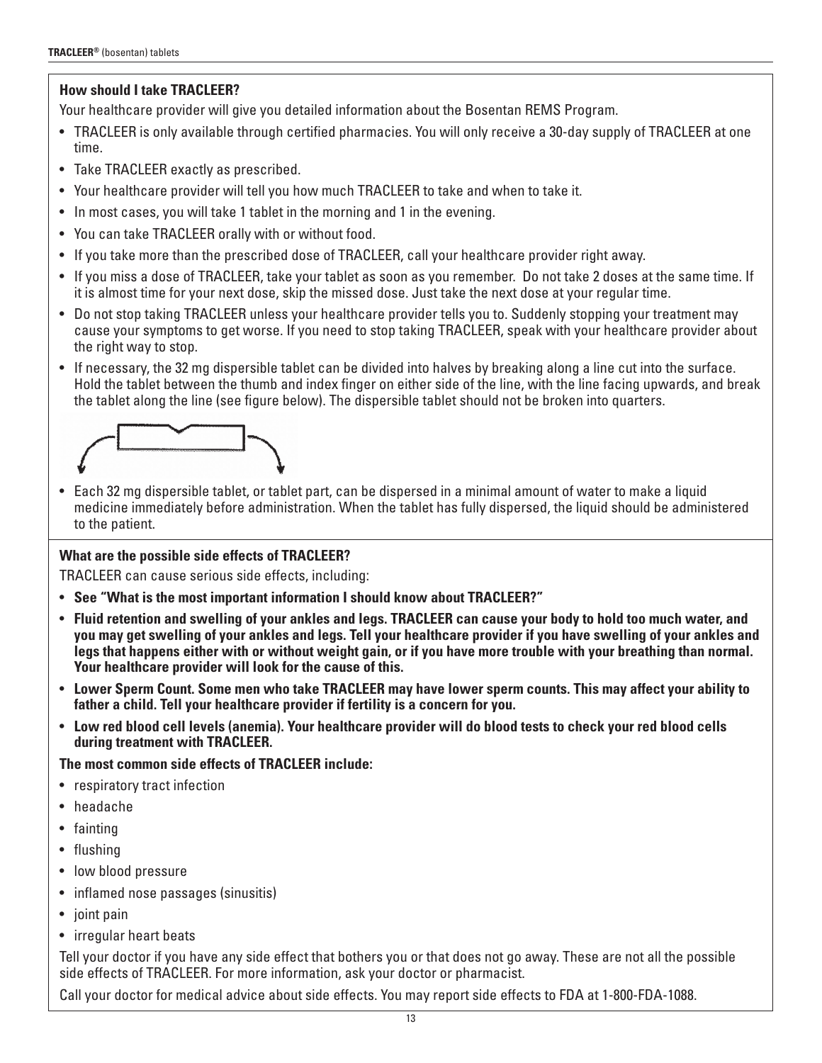**How should I take TRACLEER?**

Your healthcare provider will give you detailed information about the Bosentan REMS Program.

- TRACLEER is only available through certified pharmacies. You will only receive a 30-day supply of TRACLEER at one time.
- Take TRACLEER exactly as prescribed.
- Your healthcare provider will tell you how much TRACLEER to take and when to take it.
- In most cases, you will take 1 tablet in the morning and 1 in the evening.
- You can take TRACLEER orally with or without food.
- If you take more than the prescribed dose of TRACLEER, call your healthcare provider right away.
- If you miss a dose of TRACLEER, take your tablet as soon as you remember. Do not take 2 doses at the same time. If it is almost time for your next dose, skip the missed dose. Just take the next dose at your regular time.
- Do not stop taking TRACLEER unless your healthcare provider tells you to. Suddenly stopping your treatment may cause your symptoms to get worse. If you need to stop taking TRACLEER, speak with your healthcare provider about the right way to stop.
- If necessary, the 32 mg dispersible tablet can be divided into halves by breaking along a line cut into the surface. Hold the tablet between the thumb and index finger on either side of the line, with the line facing upwards, and break the tablet along the line (see figure below). The dispersible tablet should not be broken into quarters.
- Each 32 mg dispersible tablet, or tablet part, can be dispersed in a minimal amount of water to make a liquid medicine immediately before administration. When the tablet has fully dispersed, the liquid should be administered to the patient.

**What are the possible side effects of TRACLEER?**

TRACLEER can cause serious side effects, including:

- **See "What is the most important information I should know about TRACLEER?"**
- **Fluid retention and swelling of your ankles and legs. TRACLEER can cause your body to hold too much water, and you may get swelling of your ankles and legs. Tell your healthcare provider if you have swelling of your ankles and legs that happens either with or without weight gain, or if you have more trouble with your breathing than normal. Your healthcare provider will look for the cause of this.**
- **Lower Sperm Count. Some men who take TRACLEER may have lower sperm counts. This may affect your ability to father a child. Tell your healthcare provider if fertility is a concern for you.**
- **Low red blood cell levels (anemia). Your healthcare provider will do blood tests to check your red blood cells during treatment with TRACLEER.**

**The most common side effects of TRACLEER include:**

- respiratory tract infection
- headache
- fainting
- flushing
- low blood pressure
- inflamed nose passages (sinusitis)
- joint pain
- irregular heart beats

Tell your doctor if you have any side effect that bothers you or that does not go away. These are not all the possible side effects of TRACLEER. For more information, ask your doctor or pharmacist.

Call your doctor for medical advice about side effects. You may report side effects to FDA at 1-800-FDA-1088.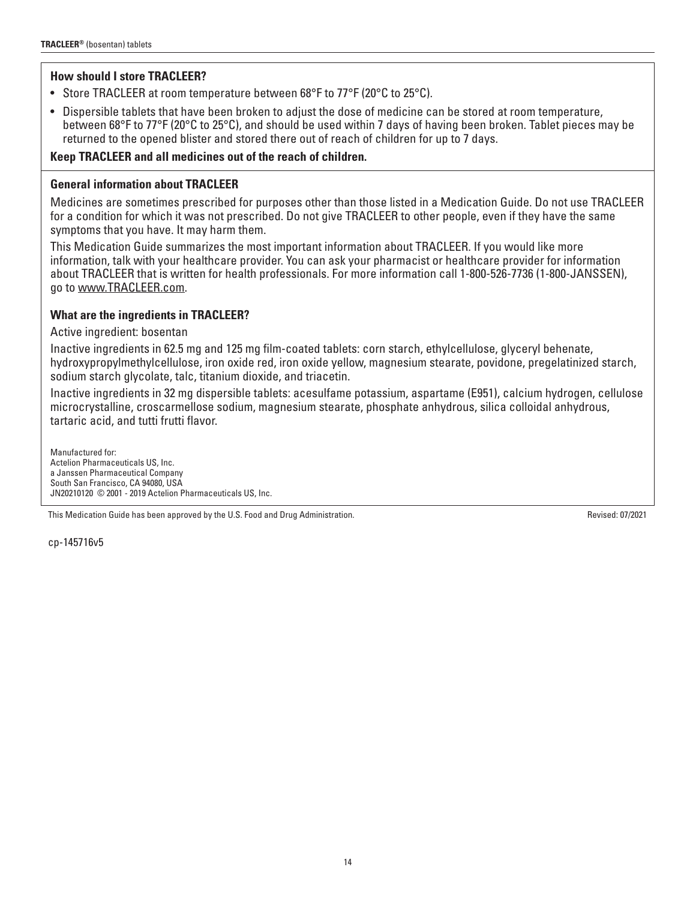### How should I store TRACLEER?

- Store TRACLEER at room temperature between 68°F to 77°F (20°C to 25°C).
- Dispersible tablets that have been broken to adjust the dose of medicine can be stored at room temperature, between 68°F to 77°F (20°C to 25°C), and should be used within 7 days of having been broken. Tablet pieces may be returned to the opened blister and stored there out of reach of children for up to 7 days.

**Keep TRACLEER and all medicines out of the reach of children.**

### General information about TRACLEER

Medicines are sometimes prescribed for purposes other than those listed in a Medication Guide. Do not use TRACLEER for a condition for which it was not prescribed. Do not give TRACLEER to other people, even if they have the same symptoms that you have. It may harm them.

This Medication Guide summarizes the most important information about TRACLEER. If you would like more information, talk with your healthcare provider. You can ask your pharmacist or healthcare provider for information about TRACLEER that is written for health professionals. For more information call 1-800-526-7736 (1-800-JANSSEN), go to www.TRACLEER.com.

### What are the ingredients in TRACLEER?

Active ingredient: bosentan

Inactive ingredients in 62.5 mg and 125 mg film-coated tablets: corn starch, ethylcellulose, glyceryl behenate, hydroxypropylmethylcellulose, iron oxide red, iron oxide yellow, magnesium stearate, povidone, pregelatinized starch, sodium starch glycolate, talc, titanium dioxide, and triacetin.

Inactive ingredients in 32 mg dispersible tablets: acesulfame potassium, aspartame (E951), calcium hydrogen, cellulose microcrystalline, croscarmellose sodium, magnesium stearate, phosphate anhydrous, silica colloidal anhydrous, tartaric acid, and tutti frutti flavor.

Manufactured for:
Actelion Pharmaceuticals US, Inc.
a Janssen Pharmaceutical Company
South San Francisco, CA 94080, USA
JN20210120 © 2001 - 2019 Actelion Pharmaceuticals US, Inc.

This Medication Guide has been approved by the U.S. Food and Drug Administration. Revised: 07/2021

cp-145716v5